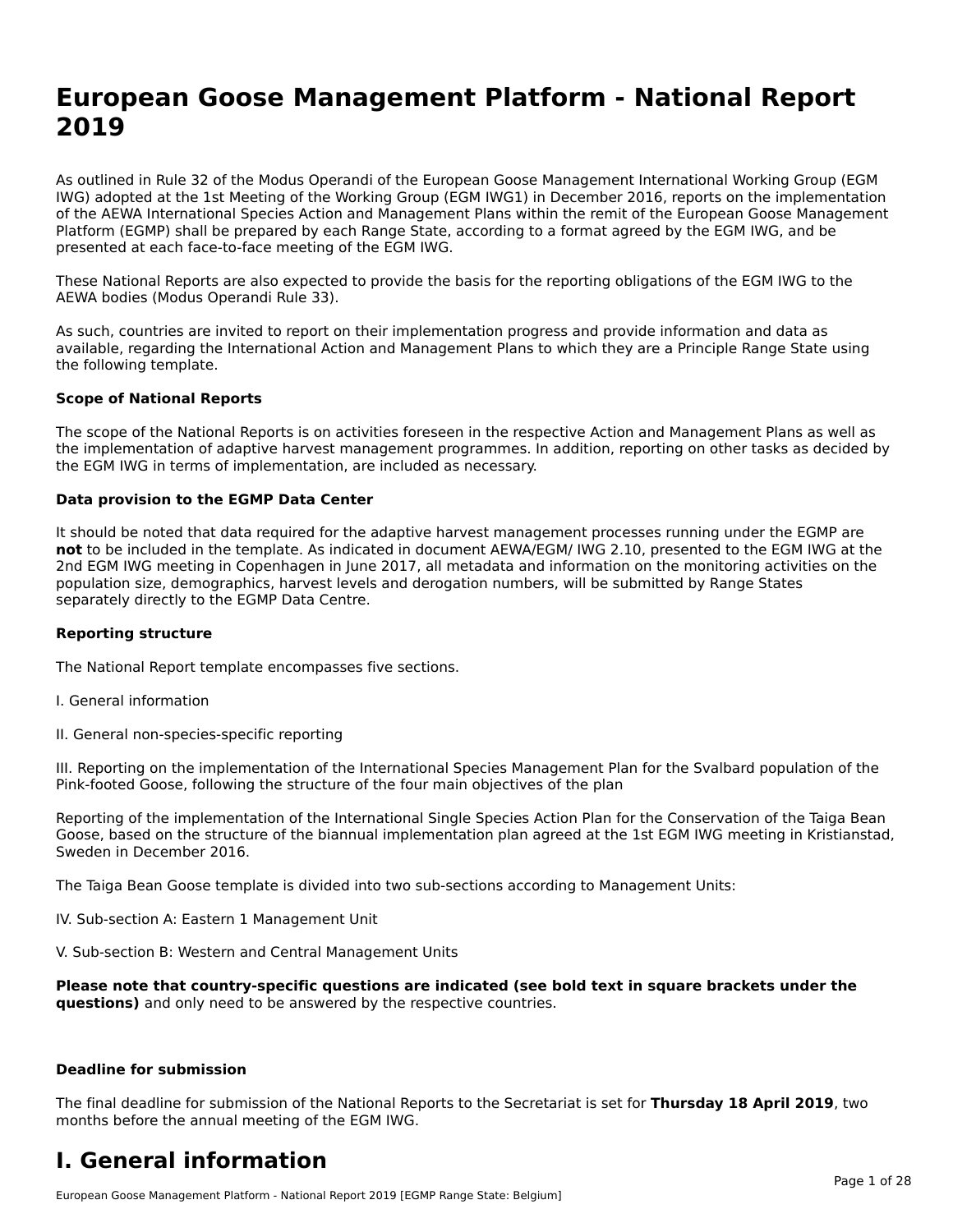# European Goose Management Platform - National Report 2019

As outlined in Rule 32 of the Modus Operandi of the European Goose Management International Working Group (EGM IWG) adopted at the 1st Meeting of the Working Group (EGM IWG1) in December 2016, reports on the implementation of the AEWA International Species Action and Management Plans within the remit of the European Goose Management Platform (EGMP) shall be prepared by each Range State, according to a format agreed by the EGM IWG, and be presented at each face-to-face meeting of the EGM IWG.

These National Reports are also expected to provide the basis for the reporting obligations of the EGM IWG to the AEWA bodies (Modus Operandi Rule 33).

As such, countries are invited to report on their implementation progress and provide information and data as available, regarding the International Action and Management Plans to which they are a Principle Range State using the following template.

**Scope of National Reports**

The scope of the National Reports is on activities foreseen in the respective Action and Management Plans as well as the implementation of adaptive harvest management programmes. In addition, reporting on other tasks as decided by the EGM IWG in terms of implementation, are included as necessary.

**Data provision to the EGMP Data Center**

It should be noted that data required for the adaptive harvest management processes running under the EGMP are **not** to be included in the template. As indicated in document AEWA/EGM/ IWG 2.10, presented to the EGM IWG at the 2nd EGM IWG meeting in Copenhagen in June 2017, all metadata and information on the monitoring activities on the population size, demographics, harvest levels and derogation numbers, will be submitted by Range States separately directly to the EGMP Data Centre.

**Reporting structure**

The National Report template encompasses five sections.

I. General information

II. General non-species-specific reporting

III. Reporting on the implementation of the International Species Management Plan for the Svalbard population of the Pink-footed Goose, following the structure of the four main objectives of the plan

Reporting of the implementation of the International Single Species Action Plan for the Conservation of the Taiga Bean Goose, based on the structure of the biannual implementation plan agreed at the 1st EGM IWG meeting in Kristianstad, Sweden in December 2016.

The Taiga Bean Goose template is divided into two sub-sections according to Management Units:

IV. Sub-section A: Eastern 1 Management Unit

V. Sub-section B: Western and Central Management Units

**Please note that country-specific questions are indicated (see bold text in square brackets under the questions)** and only need to be answered by the respective countries.

**Deadline for submission**

The final deadline for submission of the National Reports to the Secretariat is set for **Thursday 18 April 2019**, two months before the annual meeting of the EGM IWG.

# I. General information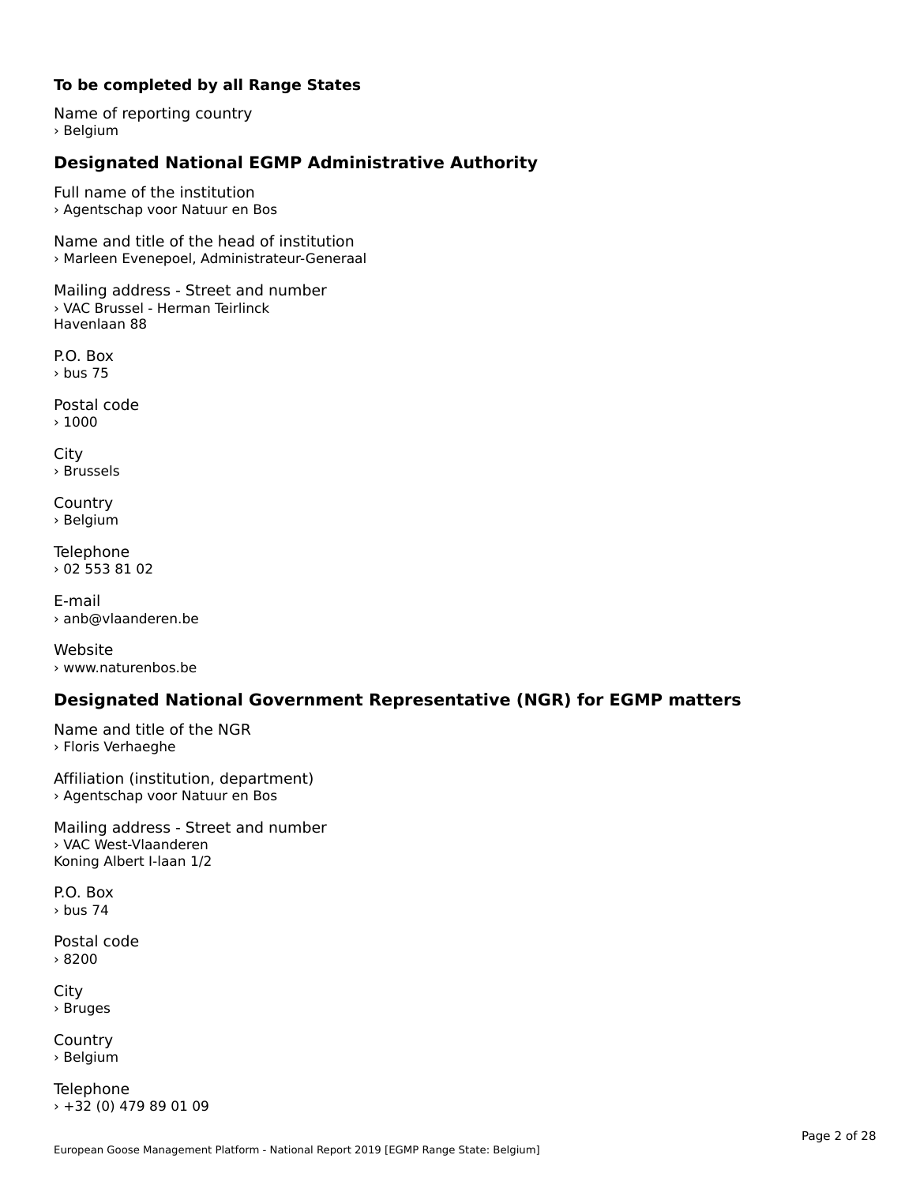**To be completed by all Range States**

Name of reporting country
› Belgium

## Designated National EGMP Administrative Authority

Full name of the institution
› Agentschap voor Natuur en Bos

Name and title of the head of institution
› Marleen Evenepoel, Administrateur-Generaal

Mailing address - Street and number
› VAC Brussel - Herman Teirlinck
Havenlaan 88

P.O. Box
› bus 75

Postal code
› 1000

City
› Brussels

Country
› Belgium

Telephone
› 02 553 81 02

E-mail
› anb@vlaanderen.be

Website
› www.naturenbos.be

## Designated National Government Representative (NGR) for EGMP matters

Name and title of the NGR
› Floris Verhaeghe

Affiliation (institution, department)
› Agentschap voor Natuur en Bos

Mailing address - Street and number
› VAC West-Vlaanderen
Koning Albert I-laan 1/2

P.O. Box
› bus 74

Postal code
› 8200

City
› Bruges

Country
› Belgium

Telephone
› +32 (0) 479 89 01 09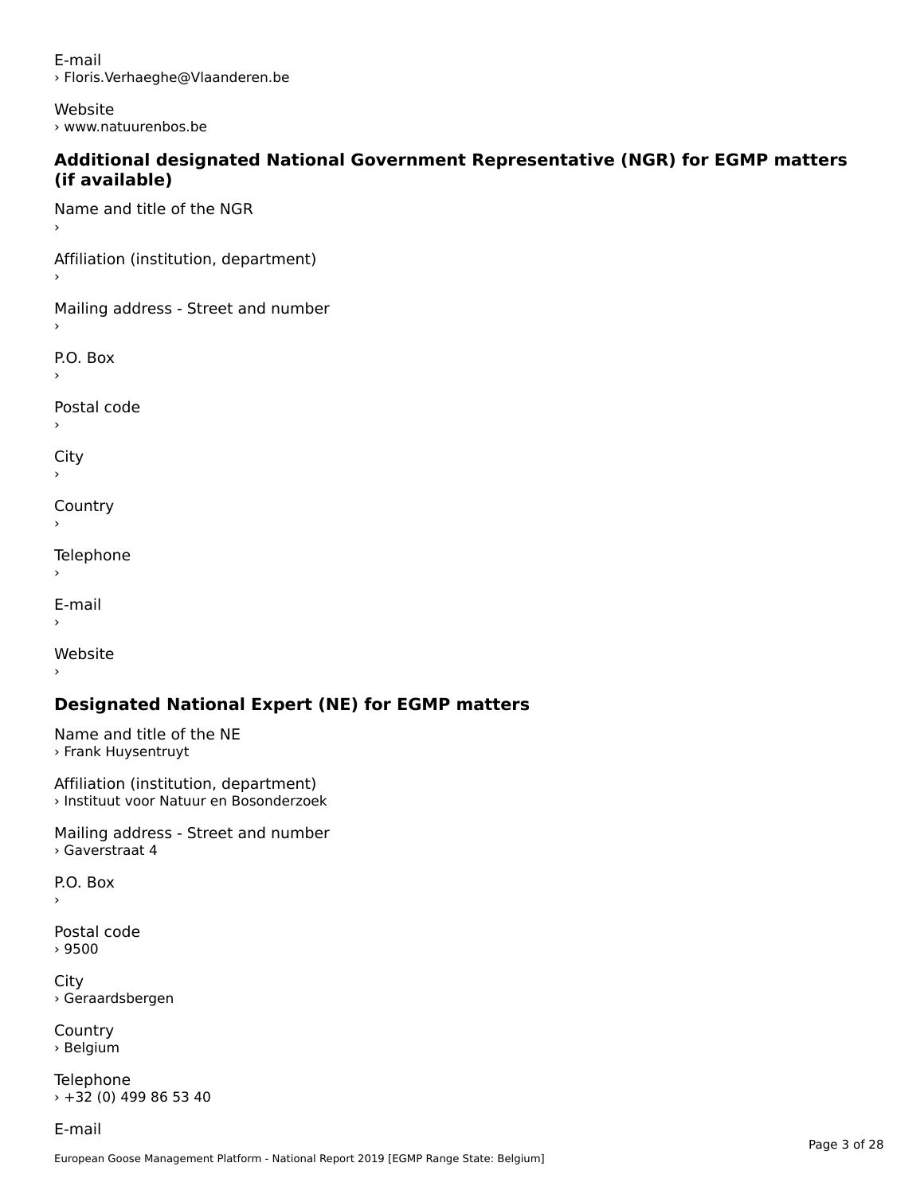E-mail
› Floris.Verhaeghe@Vlaanderen.be

Website
› www.natuurenbos.be

## Additional designated National Government Representative (NGR) for EGMP matters (if available)

Name and title of the NGR
›

Affiliation (institution, department)
›

Mailing address - Street and number
›

P.O. Box
›

Postal code
›

City
›

Country
›

Telephone
›

E-mail
›

Website
›

## Designated National Expert (NE) for EGMP matters

Name and title of the NE
› Frank Huysentruyt

Affiliation (institution, department)
› Instituut voor Natuur en Bosonderzoek

Mailing address - Street and number
› Gaverstraat 4

P.O. Box
›

Postal code
› 9500

City
› Geraardsbergen

Country
› Belgium

Telephone
› +32 (0) 499 86 53 40

E-mail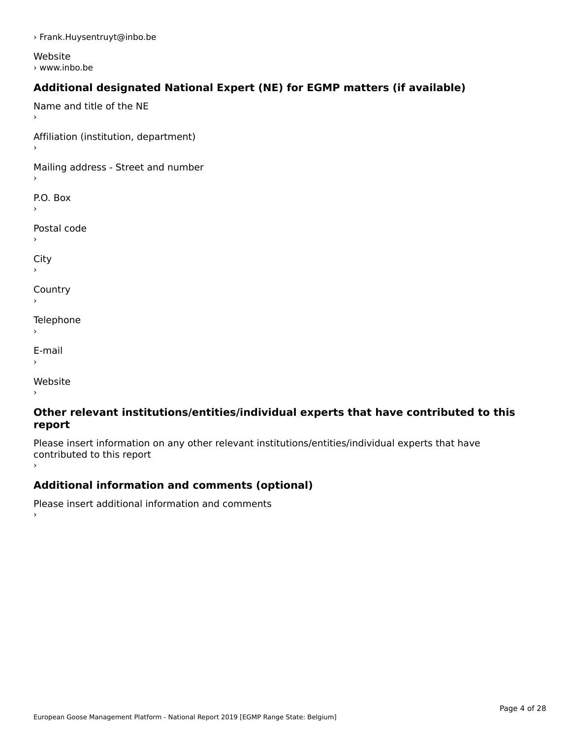› Frank.Huysentruyt@inbo.be

Website
› www.inbo.be

## Additional designated National Expert (NE) for EGMP matters (if available)

Name and title of the NE
›

Affiliation (institution, department)
›

Mailing address - Street and number
›

P.O. Box
›

Postal code
›

City
›

Country
›

Telephone
›

E-mail
›

Website
›

## Other relevant institutions/entities/individual experts that have contributed to this report

Please insert information on any other relevant institutions/entities/individual experts that have contributed to this report
›

## Additional information and comments (optional)

Please insert additional information and comments
›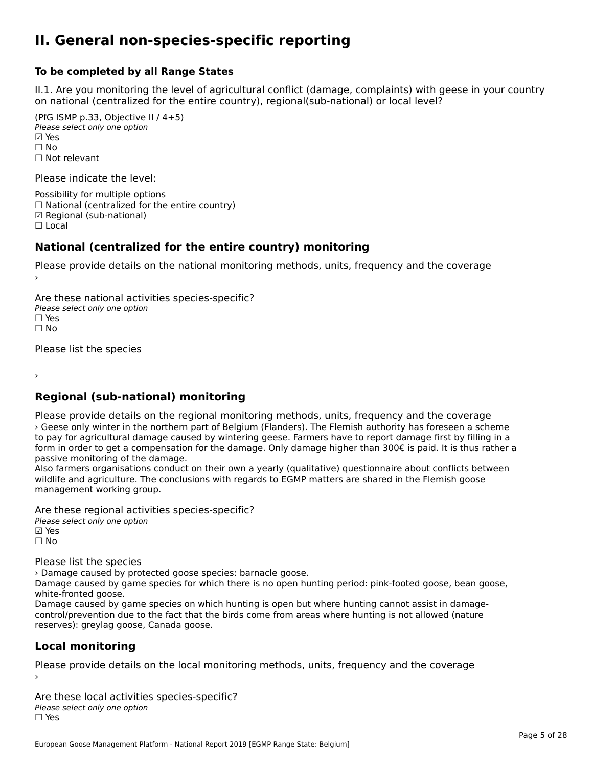# II. General non-species-specific reporting

### To be completed by all Range States

II.1. Are you monitoring the level of agricultural conflict (damage, complaints) with geese in your country on national (centralized for the entire country), regional(sub-national) or local level?

(PfG ISMP p.33, Objective II / 4+5)
*Please select only one option*
☑ Yes
☐ No
☐ Not relevant

Please indicate the level:

Possibility for multiple options
☐ National (centralized for the entire country)
☑ Regional (sub-national)
☐ Local

## National (centralized for the entire country) monitoring

Please provide details on the national monitoring methods, units, frequency and the coverage
›

Are these national activities species-specific?
*Please select only one option*
☐ Yes
☐ No

Please list the species

›

## Regional (sub-national) monitoring

Please provide details on the regional monitoring methods, units, frequency and the coverage
› Geese only winter in the northern part of Belgium (Flanders). The Flemish authority has foreseen a scheme to pay for agricultural damage caused by wintering geese. Farmers have to report damage first by filling in a form in order to get a compensation for the damage. Only damage higher than 300€ is paid. It is thus rather a passive monitoring of the damage.
Also farmers organisations conduct on their own a yearly (qualitative) questionnaire about conflicts between wildlife and agriculture. The conclusions with regards to EGMP matters are shared in the Flemish goose management working group.

Are these regional activities species-specific?
*Please select only one option*
☑ Yes
☐ No

Please list the species
› Damage caused by protected goose species: barnacle goose.
Damage caused by game species for which there is no open hunting period: pink-footed goose, bean goose, white-fronted goose.
Damage caused by game species on which hunting is open but where hunting cannot assist in damage-control/prevention due to the fact that the birds come from areas where hunting is not allowed (nature reserves): greylag goose, Canada goose.

## Local monitoring

Please provide details on the local monitoring methods, units, frequency and the coverage
›

Are these local activities species-specific?
*Please select only one option*
☐ Yes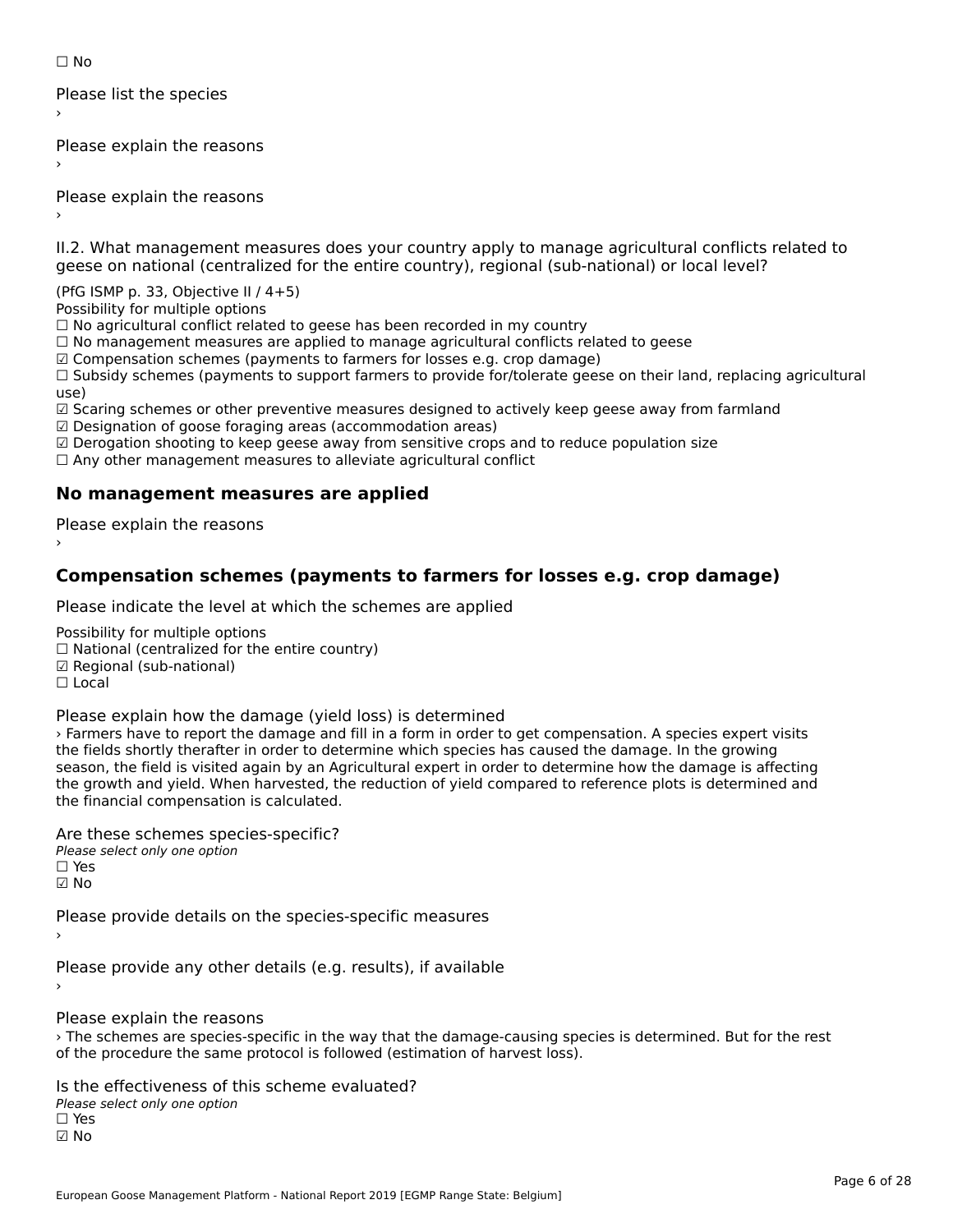☐ No

Please list the species

›

Please explain the reasons

›

Please explain the reasons

›

II.2. What management measures does your country apply to manage agricultural conflicts related to geese on national (centralized for the entire country), regional (sub-national) or local level?

(PfG ISMP p. 33, Objective II / 4+5)

Possibility for multiple options

☐ No agricultural conflict related to geese has been recorded in my country

☐ No management measures are applied to manage agricultural conflicts related to geese

☑ Compensation schemes (payments to farmers for losses e.g. crop damage)

☐ Subsidy schemes (payments to support farmers to provide for/tolerate geese on their land, replacing agricultural use)

☑ Scaring schemes or other preventive measures designed to actively keep geese away from farmland

☑ Designation of goose foraging areas (accommodation areas)

☑ Derogation shooting to keep geese away from sensitive crops and to reduce population size

☐ Any other management measures to alleviate agricultural conflict

## No management measures are applied

Please explain the reasons

›

## Compensation schemes (payments to farmers for losses e.g. crop damage)

Please indicate the level at which the schemes are applied

Possibility for multiple options

☐ National (centralized for the entire country)

☑ Regional (sub-national)

☐ Local

Please explain how the damage (yield loss) is determined

› Farmers have to report the damage and fill in a form in order to get compensation. A species expert visits the fields shortly therafter in order to determine which species has caused the damage. In the growing season, the field is visited again by an Agricultural expert in order to determine how the damage is affecting the growth and yield. When harvested, the reduction of yield compared to reference plots is determined and the financial compensation is calculated.

Are these schemes species-specific?

*Please select only one option*

☐ Yes

☑ No

Please provide details on the species-specific measures

›

Please provide any other details (e.g. results), if available

›

Please explain the reasons

› The schemes are species-specific in the way that the damage-causing species is determined. But for the rest of the procedure the same protocol is followed (estimation of harvest loss).

Is the effectiveness of this scheme evaluated?

*Please select only one option*

☐ Yes

☑ No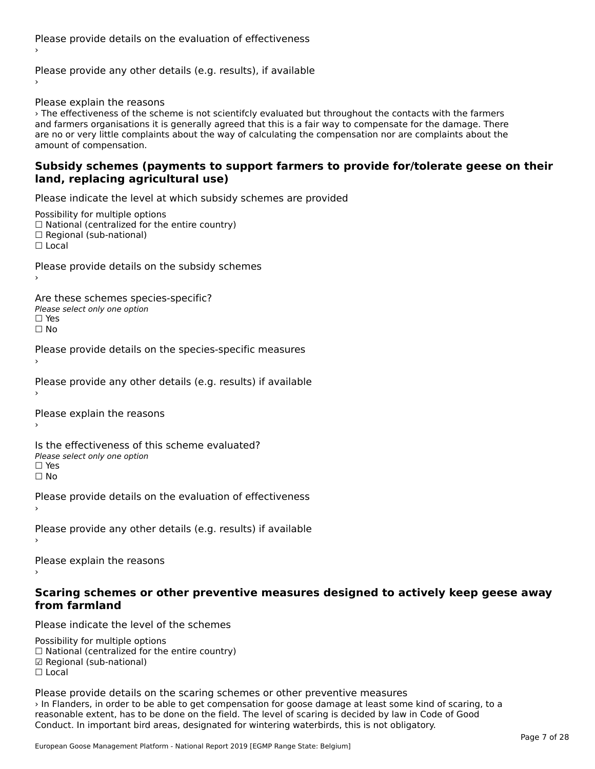Please provide details on the evaluation of effectiveness

›

Please provide any other details (e.g. results), if available

›

Please explain the reasons

› The effectiveness of the scheme is not scientifcly evaluated but throughout the contacts with the farmers and farmers organisations it is generally agreed that this is a fair way to compensate for the damage. There are no or very little complaints about the way of calculating the compensation nor are complaints about the amount of compensation.

### Subsidy schemes (payments to support farmers to provide for/tolerate geese on their land, replacing agricultural use)

Please indicate the level at which subsidy schemes are provided

Possibility for multiple options
☐ National (centralized for the entire country)
☐ Regional (sub-national)
☐ Local

Please provide details on the subsidy schemes

›

Are these schemes species-specific?
*Please select only one option*
☐ Yes
☐ No

Please provide details on the species-specific measures

›

Please provide any other details (e.g. results) if available

›

Please explain the reasons

›

Is the effectiveness of this scheme evaluated?
*Please select only one option*
☐ Yes
☐ No

Please provide details on the evaluation of effectiveness

›

Please provide any other details (e.g. results) if available

›

Please explain the reasons

›

### Scaring schemes or other preventive measures designed to actively keep geese away from farmland

Please indicate the level of the schemes

Possibility for multiple options
☐ National (centralized for the entire country)
☑ Regional (sub-national)
☐ Local

Please provide details on the scaring schemes or other preventive measures

› In Flanders, in order to be able to get compensation for goose damage at least some kind of scaring, to a reasonable extent, has to be done on the field. The level of scaring is decided by law in Code of Good Conduct. In important bird areas, designated for wintering waterbirds, this is not obligatory.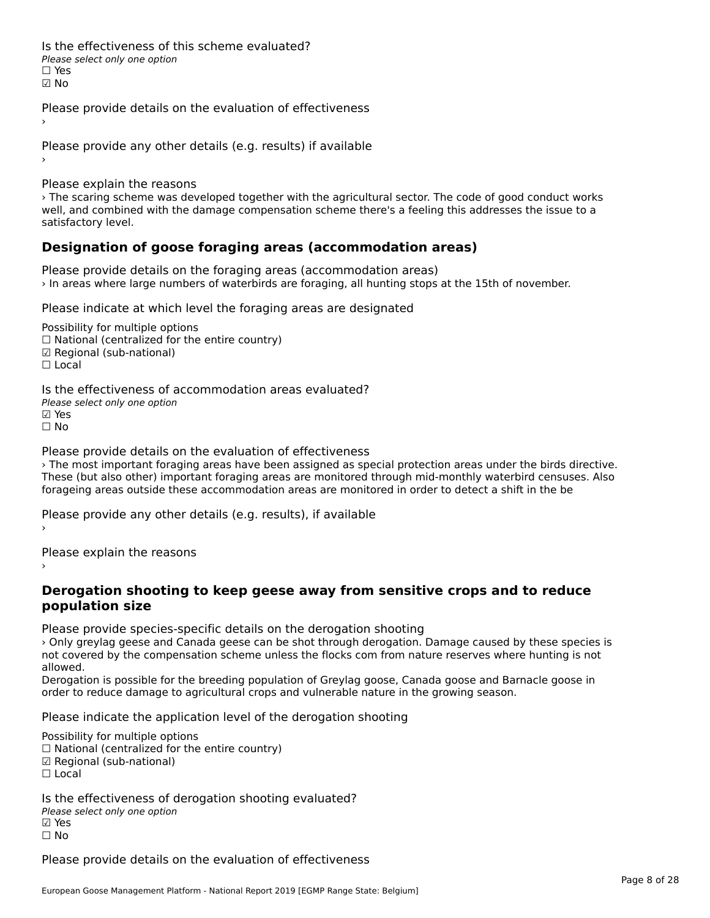Is the effectiveness of this scheme evaluated?

*Please select only one option*

☐ Yes

☑ No

Please provide details on the evaluation of effectiveness

›

Please provide any other details (e.g. results) if available

›

Please explain the reasons

› The scaring scheme was developed together with the agricultural sector. The code of good conduct works well, and combined with the damage compensation scheme there's a feeling this addresses the issue to a satisfactory level.

## Designation of goose foraging areas (accommodation areas)

Please provide details on the foraging areas (accommodation areas)

› In areas where large numbers of waterbirds are foraging, all hunting stops at the 15th of november.

Please indicate at which level the foraging areas are designated

Possibility for multiple options

☐ National (centralized for the entire country)

☑ Regional (sub-national)

☐ Local

Is the effectiveness of accommodation areas evaluated?

*Please select only one option*

☑ Yes

☐ No

Please provide details on the evaluation of effectiveness

› The most important foraging areas have been assigned as special protection areas under the birds directive. These (but also other) important foraging areas are monitored through mid-monthly waterbird censuses. Also forageing areas outside these accommodation areas are monitored in order to detect a shift in the be

Please provide any other details (e.g. results), if available

›

Please explain the reasons

›

## Derogation shooting to keep geese away from sensitive crops and to reduce population size

Please provide species-specific details on the derogation shooting

› Only greylag geese and Canada geese can be shot through derogation. Damage caused by these species is not covered by the compensation scheme unless the flocks com from nature reserves where hunting is not allowed.

Derogation is possible for the breeding population of Greylag goose, Canada goose and Barnacle goose in order to reduce damage to agricultural crops and vulnerable nature in the growing season.

Please indicate the application level of the derogation shooting

Possibility for multiple options

☐ National (centralized for the entire country)

☑ Regional (sub-national)

☐ Local

Is the effectiveness of derogation shooting evaluated?

*Please select only one option*

☑ Yes

☐ No

Please provide details on the evaluation of effectiveness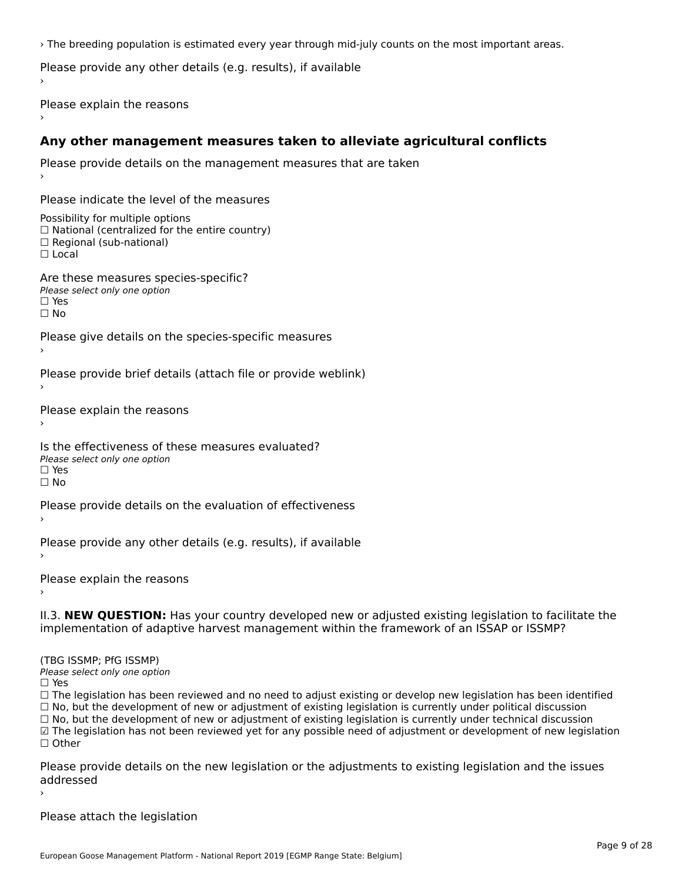› The breeding population is estimated every year through mid-july counts on the most important areas.

Please provide any other details (e.g. results), if available
›

Please explain the reasons
›

## Any other management measures taken to alleviate agricultural conflicts

Please provide details on the management measures that are taken
›

Please indicate the level of the measures

Possibility for multiple options
☐ National (centralized for the entire country)
☐ Regional (sub-national)
☐ Local

Are these measures species-specific?
*Please select only one option*
☐ Yes
☐ No

Please give details on the species-specific measures
›

Please provide brief details (attach file or provide weblink)
›

Please explain the reasons
›

Is the effectiveness of these measures evaluated?
*Please select only one option*
☐ Yes
☐ No

Please provide details on the evaluation of effectiveness
›

Please provide any other details (e.g. results), if available
›

Please explain the reasons
›

II.3. **NEW QUESTION:** Has your country developed new or adjusted existing legislation to facilitate the implementation of adaptive harvest management within the framework of an ISSAP or ISSMP?

(TBG ISSMP; PfG ISSMP)
*Please select only one option*
☐ Yes
☐ The legislation has been reviewed and no need to adjust existing or develop new legislation has been identified
☐ No, but the development of new or adjustment of existing legislation is currently under political discussion
☐ No, but the development of new or adjustment of existing legislation is currently under technical discussion
☑ The legislation has not been reviewed yet for any possible need of adjustment or development of new legislation
☐ Other

Please provide details on the new legislation or the adjustments to existing legislation and the issues addressed
›

Please attach the legislation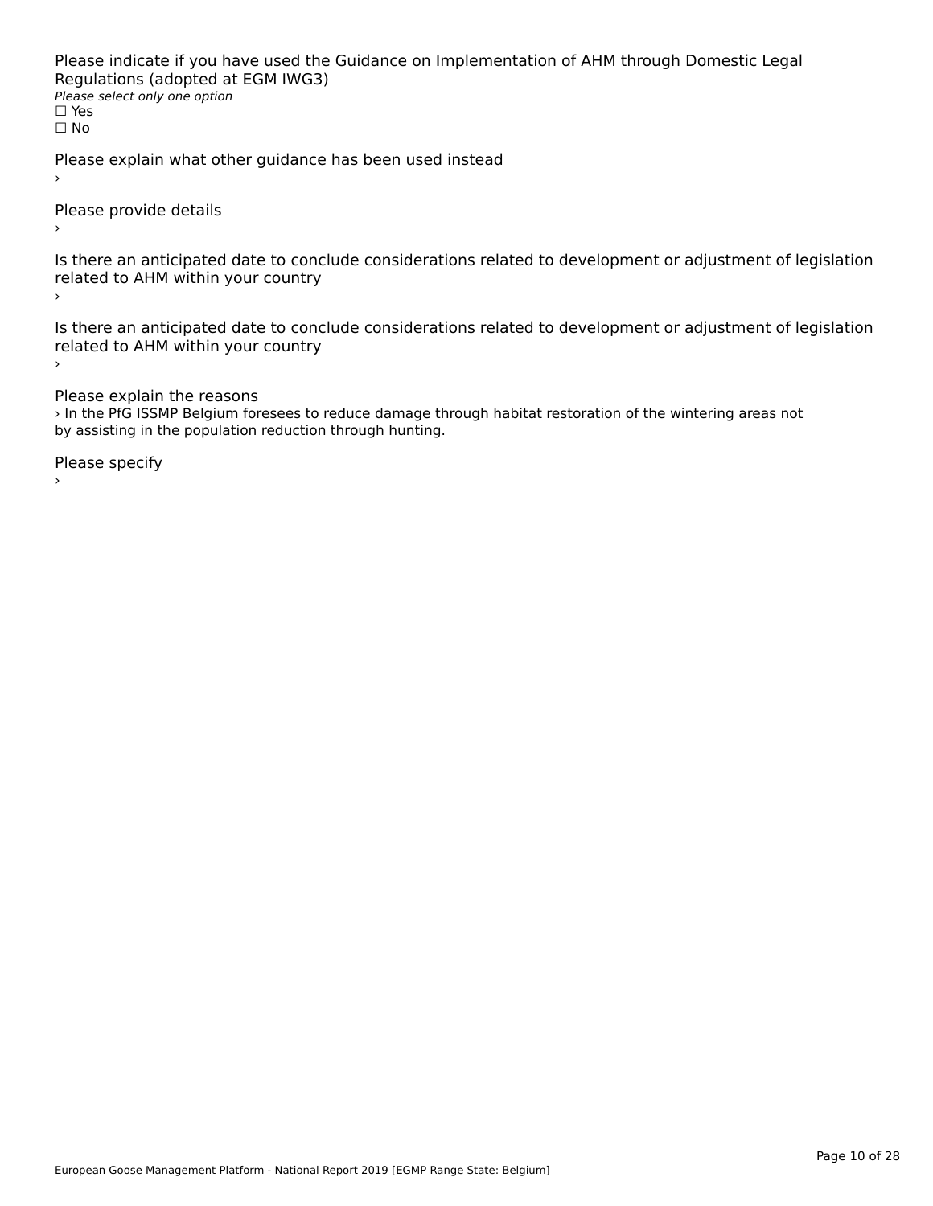Please indicate if you have used the Guidance on Implementation of AHM through Domestic Legal Regulations (adopted at EGM IWG3)

*Please select only one option*

☐ Yes

☐ No

Please explain what other guidance has been used instead

›

Please provide details

›

Is there an anticipated date to conclude considerations related to development or adjustment of legislation related to AHM within your country

›

Is there an anticipated date to conclude considerations related to development or adjustment of legislation related to AHM within your country

›

Please explain the reasons

› In the PfG ISSMP Belgium foresees to reduce damage through habitat restoration of the wintering areas not by assisting in the population reduction through hunting.

Please specify

›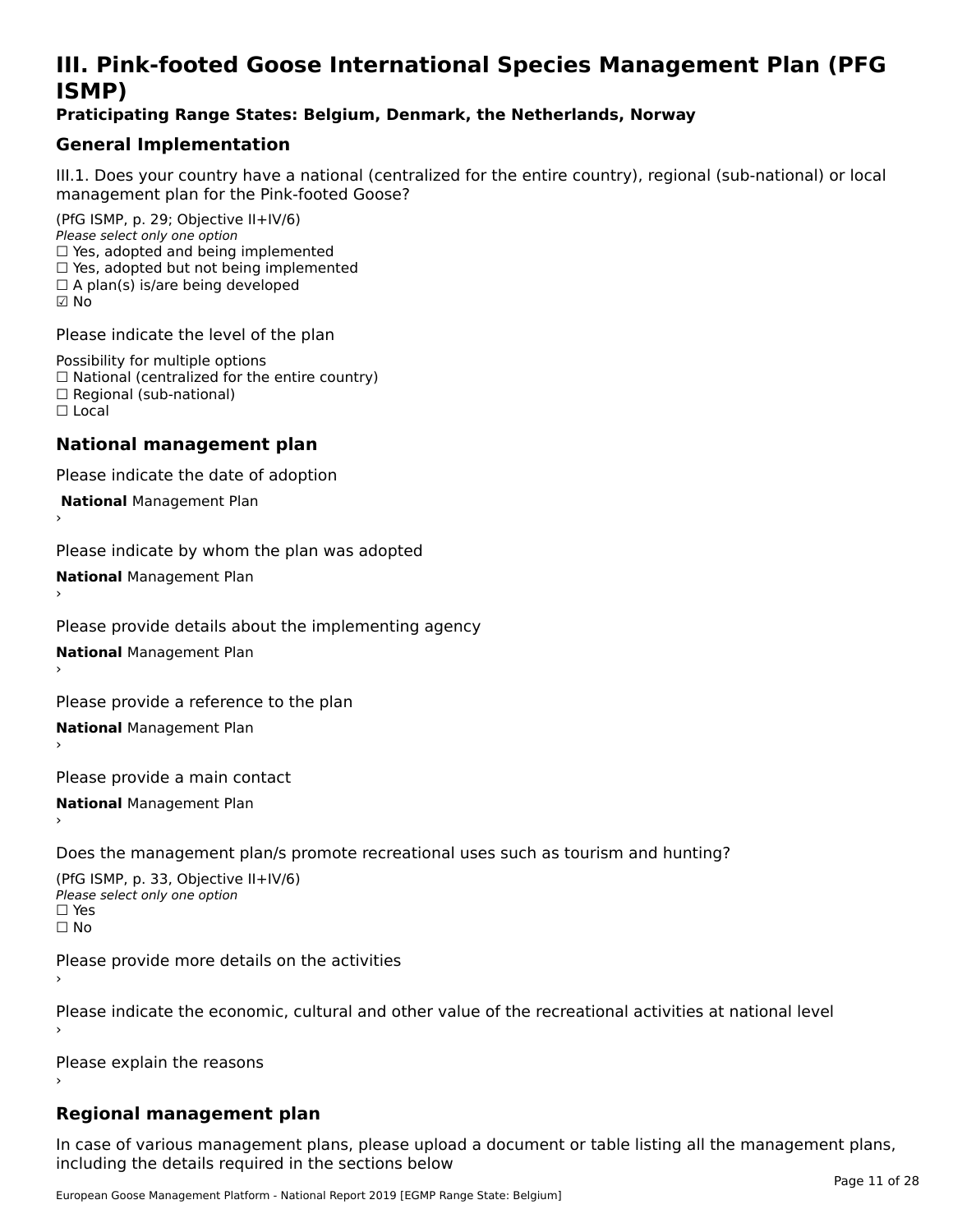# III. Pink-footed Goose International Species Management Plan (PFG ISMP)

**Praticipating Range States: Belgium, Denmark, the Netherlands, Norway**

## General Implementation

III.1. Does your country have a national (centralized for the entire country), regional (sub-national) or local management plan for the Pink-footed Goose?

(PfG ISMP, p. 29; Objective II+IV/6)
*Please select only one option*
☐ Yes, adopted and being implemented
☐ Yes, adopted but not being implemented
☐ A plan(s) is/are being developed
☑ No

Please indicate the level of the plan

Possibility for multiple options
☐ National (centralized for the entire country)
☐ Regional (sub-national)
☐ Local

## National management plan

Please indicate the date of adoption

**National** Management Plan
›

Please indicate by whom the plan was adopted

**National** Management Plan
›

Please provide details about the implementing agency

**National** Management Plan
›

Please provide a reference to the plan

**National** Management Plan
›

Please provide a main contact

**National** Management Plan
›

Does the management plan/s promote recreational uses such as tourism and hunting?

(PfG ISMP, p. 33, Objective II+IV/6)
*Please select only one option*
☐ Yes
☐ No

Please provide more details on the activities
›

Please indicate the economic, cultural and other value of the recreational activities at national level
›

Please explain the reasons
›

## Regional management plan

In case of various management plans, please upload a document or table listing all the management plans, including the details required in the sections below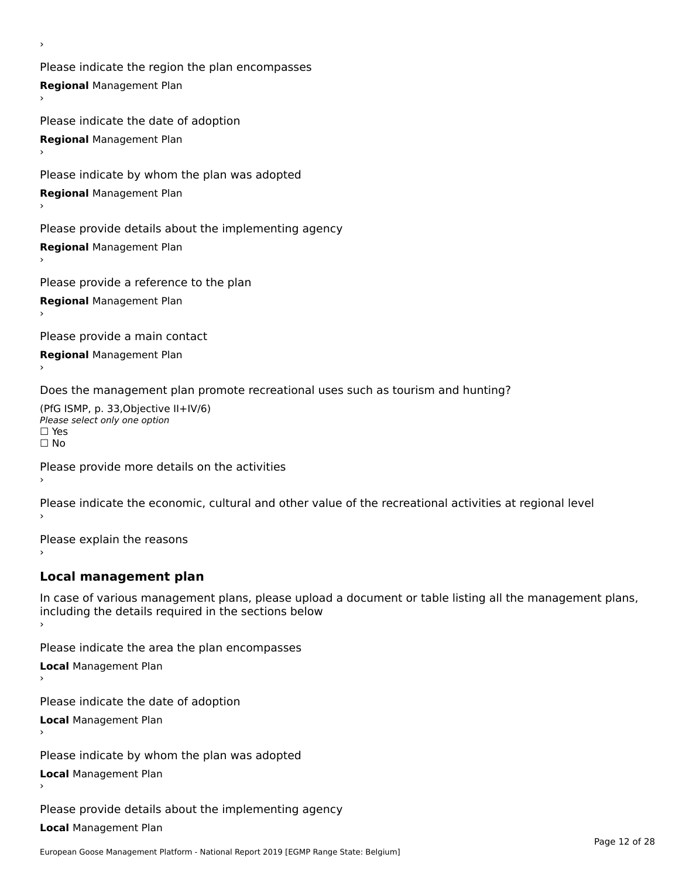›

Please indicate the region the plan encompasses

**Regional** Management Plan

›

Please indicate the date of adoption

**Regional** Management Plan

›

Please indicate by whom the plan was adopted

**Regional** Management Plan

›

Please provide details about the implementing agency

**Regional** Management Plan

›

Please provide a reference to the plan

**Regional** Management Plan

›

Please provide a main contact

**Regional** Management Plan

›

Does the management plan promote recreational uses such as tourism and hunting?

(PfG ISMP, p. 33,Objective II+IV/6)

*Please select only one option*

☐ Yes

☐ No

Please provide more details on the activities

›

Please indicate the economic, cultural and other value of the recreational activities at regional level

›

Please explain the reasons

›

## Local management plan

In case of various management plans, please upload a document or table listing all the management plans, including the details required in the sections below

›

Please indicate the area the plan encompasses

**Local** Management Plan

›

Please indicate the date of adoption

**Local** Management Plan

›

Please indicate by whom the plan was adopted

**Local** Management Plan

›

Please provide details about the implementing agency

**Local** Management Plan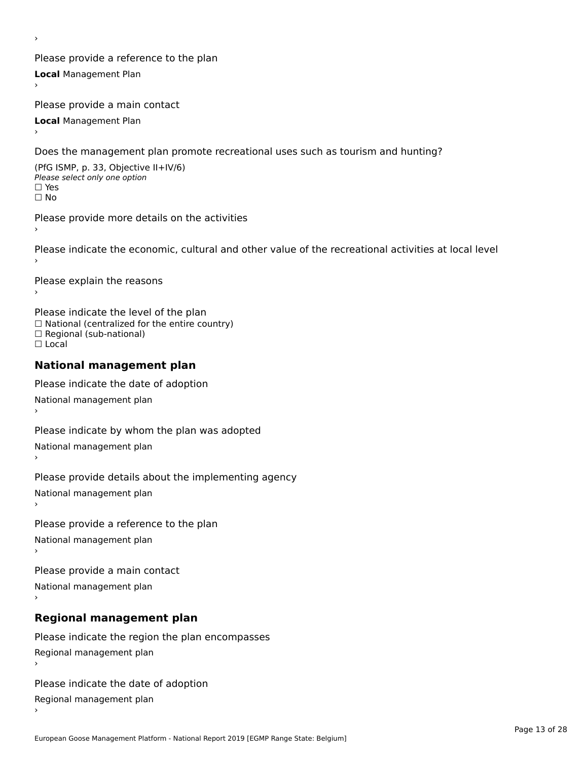›

Please provide a reference to the plan

**Local** Management Plan

›

Please provide a main contact

**Local** Management Plan

›

Does the management plan promote recreational uses such as tourism and hunting?

(PfG ISMP, p. 33, Objective II+IV/6)

*Please select only one option*

☐ Yes

☐ No

Please provide more details on the activities

›

Please indicate the economic, cultural and other value of the recreational activities at local level

›

Please explain the reasons

›

Please indicate the level of the plan

☐ National (centralized for the entire country)

☐ Regional (sub-national)

☐ Local

## National management plan

Please indicate the date of adoption

National management plan

›

Please indicate by whom the plan was adopted

National management plan

›

Please provide details about the implementing agency

National management plan

›

Please provide a reference to the plan

National management plan

›

Please provide a main contact

National management plan

›

## Regional management plan

Please indicate the region the plan encompasses

Regional management plan

›

Please indicate the date of adoption

Regional management plan

›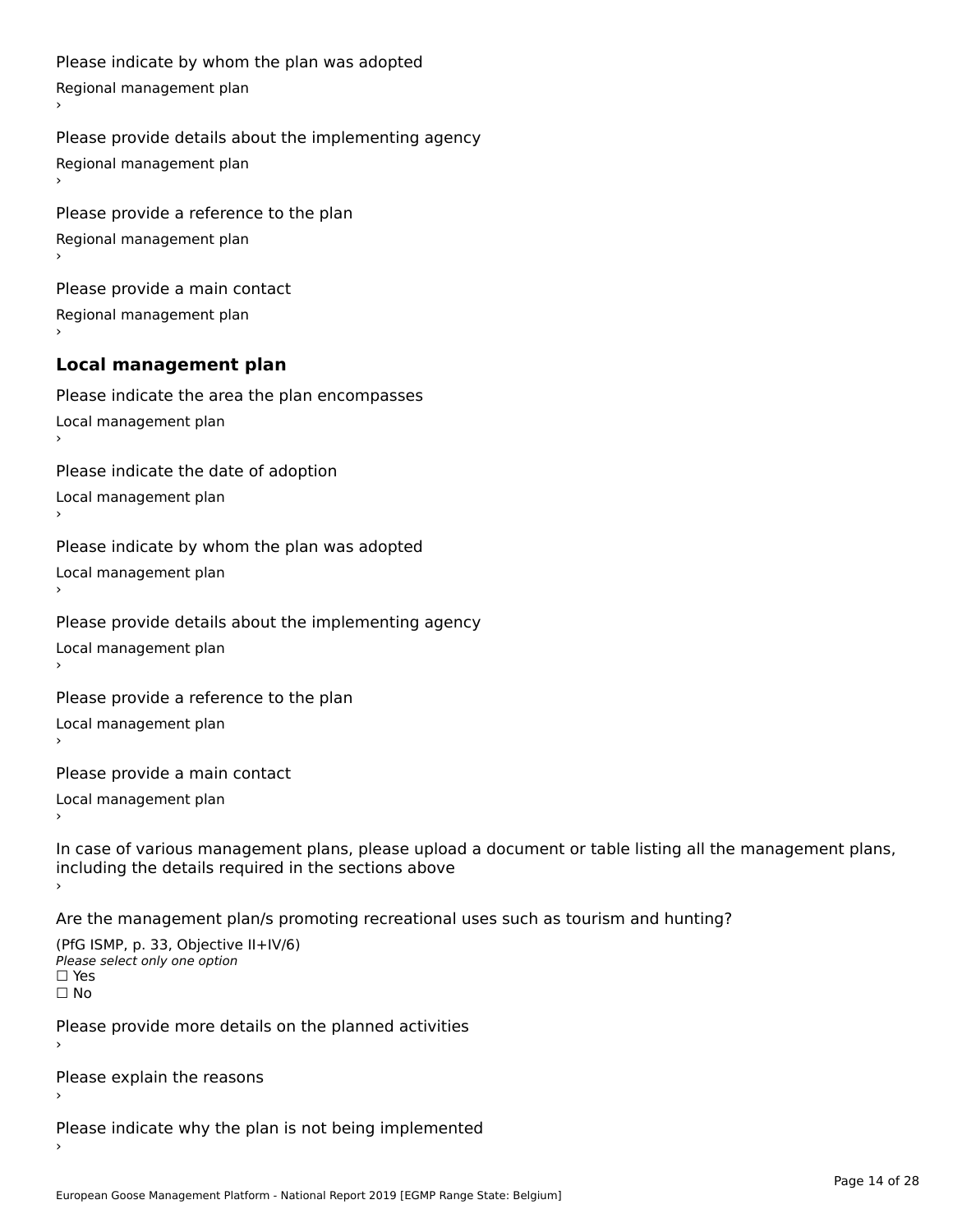Please indicate by whom the plan was adopted

Regional management plan

›

Please provide details about the implementing agency

Regional management plan

›

Please provide a reference to the plan

Regional management plan

›

Please provide a main contact

Regional management plan

›

### Local management plan

Please indicate the area the plan encompasses

Local management plan

›

Please indicate the date of adoption

Local management plan

›

Please indicate by whom the plan was adopted

Local management plan

›

Please provide details about the implementing agency

Local management plan

›

Please provide a reference to the plan

Local management plan

›

Please provide a main contact

Local management plan

›

In case of various management plans, please upload a document or table listing all the management plans, including the details required in the sections above

›

Are the management plan/s promoting recreational uses such as tourism and hunting?

(PfG ISMP, p. 33, Objective II+IV/6)
*Please select only one option*
☐ Yes
☐ No

Please provide more details on the planned activities

›

Please explain the reasons

›

Please indicate why the plan is not being implemented

›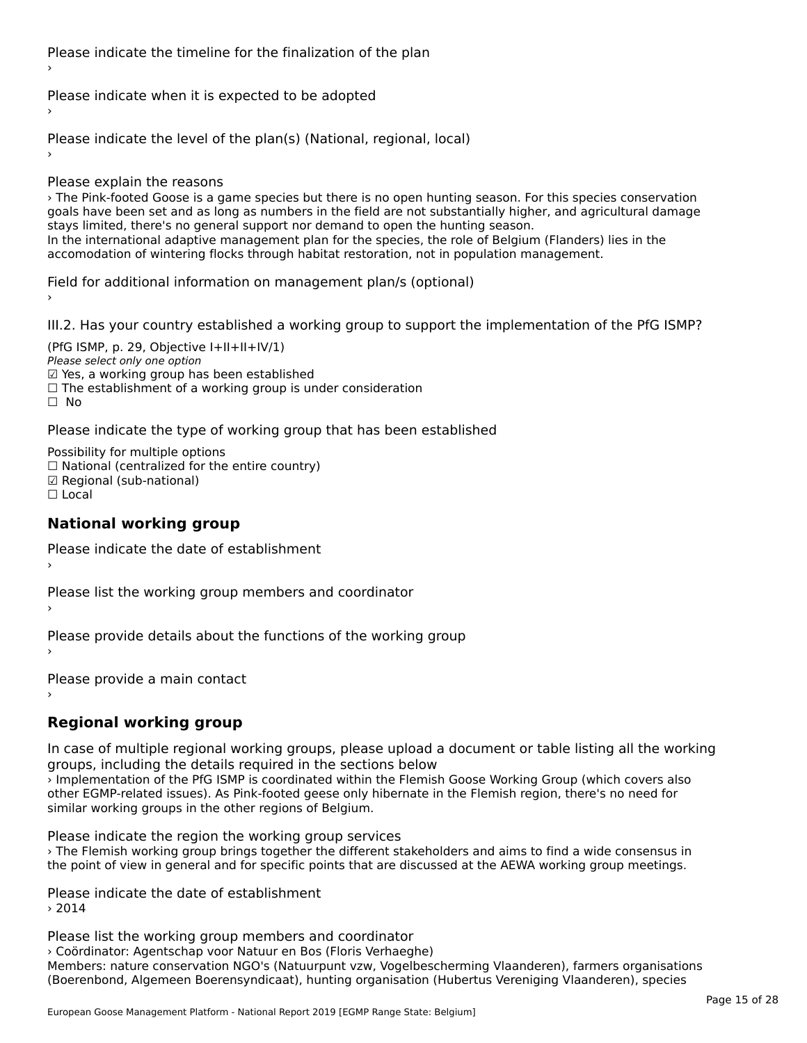Please indicate the timeline for the finalization of the plan
›

Please indicate when it is expected to be adopted
›

Please indicate the level of the plan(s) (National, regional, local)
›

Please explain the reasons
› The Pink-footed Goose is a game species but there is no open hunting season. For this species conservation goals have been set and as long as numbers in the field are not substantially higher, and agricultural damage stays limited, there's no general support nor demand to open the hunting season.
In the international adaptive management plan for the species, the role of Belgium (Flanders) lies in the accomodation of wintering flocks through habitat restoration, not in population management.

Field for additional information on management plan/s (optional)
›

III.2. Has your country established a working group to support the implementation of the PfG ISMP?

(PfG ISMP, p. 29, Objective I+II+II+IV/1)
*Please select only one option*
☑ Yes, a working group has been established
☐ The establishment of a working group is under consideration
☐ No

Please indicate the type of working group that has been established

Possibility for multiple options
☐ National (centralized for the entire country)
☑ Regional (sub-national)
☐ Local

## National working group

Please indicate the date of establishment
›

Please list the working group members and coordinator
›

Please provide details about the functions of the working group
›

Please provide a main contact
›

## Regional working group

In case of multiple regional working groups, please upload a document or table listing all the working groups, including the details required in the sections below
› Implementation of the PfG ISMP is coordinated within the Flemish Goose Working Group (which covers also other EGMP-related issues). As Pink-footed geese only hibernate in the Flemish region, there's no need for similar working groups in the other regions of Belgium.

Please indicate the region the working group services
› The Flemish working group brings together the different stakeholders and aims to find a wide consensus in the point of view in general and for specific points that are discussed at the AEWA working group meetings.

Please indicate the date of establishment
› 2014

Please list the working group members and coordinator
› Coördinator: Agentschap voor Natuur en Bos (Floris Verhaeghe)
Members: nature conservation NGO's (Natuurpunt vzw, Vogelbescherming Vlaanderen), farmers organisations (Boerenbond, Algemeen Boerensyndicaat), hunting organisation (Hubertus Vereniging Vlaanderen), species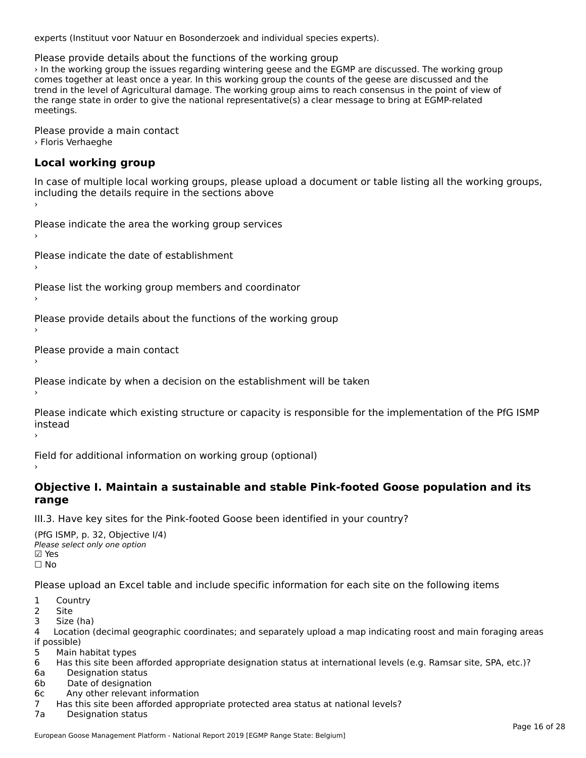experts (Instituut voor Natuur en Bosonderzoek and individual species experts).

Please provide details about the functions of the working group

› In the working group the issues regarding wintering geese and the EGMP are discussed. The working group comes together at least once a year. In this working group the counts of the geese are discussed and the trend in the level of Agricultural damage. The working group aims to reach consensus in the point of view of the range state in order to give the national representative(s) a clear message to bring at EGMP-related meetings.

Please provide a main contact

› Floris Verhaeghe

## Local working group

In case of multiple local working groups, please upload a document or table listing all the working groups, including the details require in the sections above

›

Please indicate the area the working group services

›

Please indicate the date of establishment

›

Please list the working group members and coordinator

›

Please provide details about the functions of the working group

›

Please provide a main contact

›

Please indicate by when a decision on the establishment will be taken

›

Please indicate which existing structure or capacity is responsible for the implementation of the PfG ISMP instead

›

Field for additional information on working group (optional)

›

## Objective I. Maintain a sustainable and stable Pink-footed Goose population and its range

III.3. Have key sites for the Pink-footed Goose been identified in your country?

(PfG ISMP, p. 32, Objective I/4)

*Please select only one option*

☑ Yes

☐ No

Please upload an Excel table and include specific information for each site on the following items

1 Country

2 Site

3 Size (ha)

4 Location (decimal geographic coordinates; and separately upload a map indicating roost and main foraging areas if possible)

5 Main habitat types

6 Has this site been afforded appropriate designation status at international levels (e.g. Ramsar site, SPA, etc.)?

6a Designation status

6b Date of designation

6c Any other relevant information

7 Has this site been afforded appropriate protected area status at national levels?

7a Designation status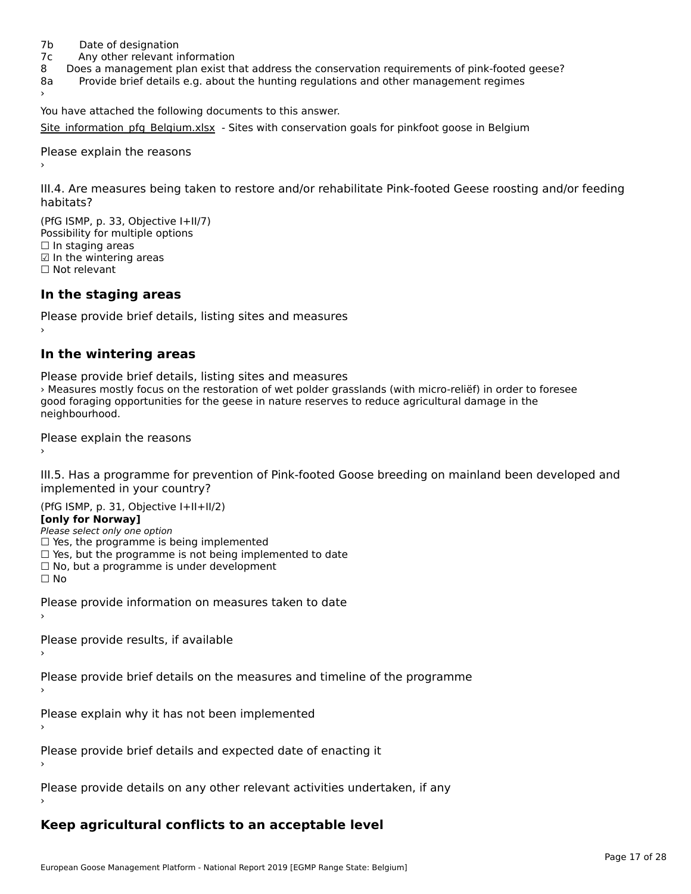7b Date of designation
7c Any other relevant information
8 Does a management plan exist that address the conservation requirements of pink-footed geese?
8a Provide brief details e.g. about the hunting regulations and other management regimes
›

You have attached the following documents to this answer.

Site_information_pfg_Belgium.xlsx - Sites with conservation goals for pinkfoot goose in Belgium

Please explain the reasons
›

III.4. Are measures being taken to restore and/or rehabilitate Pink-footed Geese roosting and/or feeding habitats?

(PfG ISMP, p. 33, Objective I+II/7)
Possibility for multiple options
☐ In staging areas
☑ In the wintering areas
☐ Not relevant

## In the staging areas

Please provide brief details, listing sites and measures
›

## In the wintering areas

Please provide brief details, listing sites and measures
› Measures mostly focus on the restoration of wet polder grasslands (with micro-reliëf) in order to foresee good foraging opportunities for the geese in nature reserves to reduce agricultural damage in the neighbourhood.

Please explain the reasons
›

III.5. Has a programme for prevention of Pink-footed Goose breeding on mainland been developed and implemented in your country?

(PfG ISMP, p. 31, Objective I+II+II/2)
**[only for Norway]**
*Please select only one option*
☐ Yes, the programme is being implemented
☐ Yes, but the programme is not being implemented to date
☐ No, but a programme is under development
☐ No

Please provide information on measures taken to date
›

Please provide results, if available
›

Please provide brief details on the measures and timeline of the programme
›

Please explain why it has not been implemented
›

Please provide brief details and expected date of enacting it
›

Please provide details on any other relevant activities undertaken, if any
›

## Keep agricultural conflicts to an acceptable level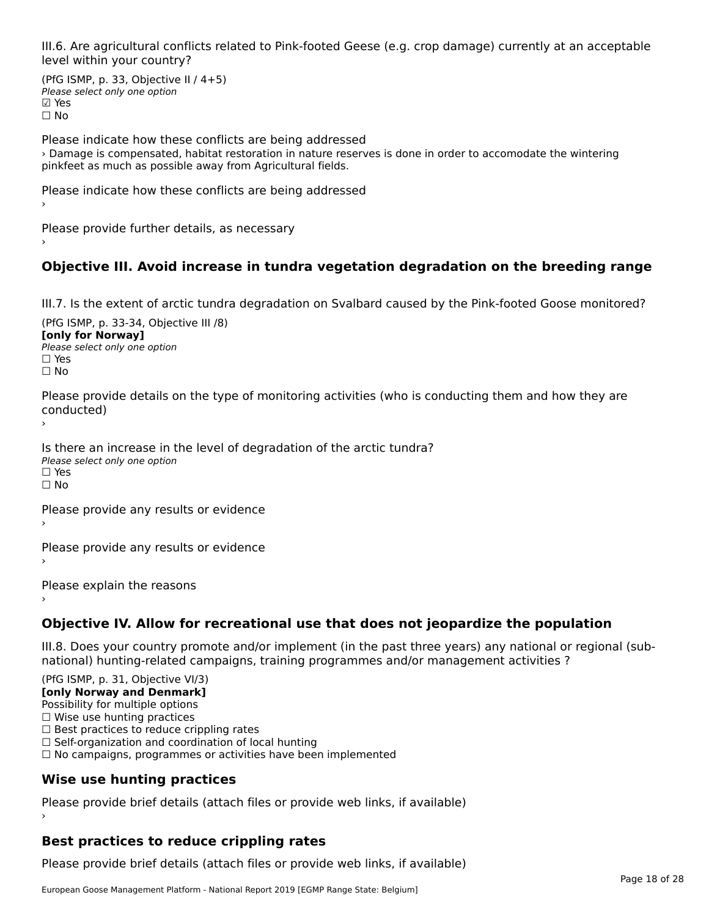III.6. Are agricultural conflicts related to Pink-footed Geese (e.g. crop damage) currently at an acceptable level within your country?

(PfG ISMP, p. 33, Objective II / 4+5)
*Please select only one option*
☑ Yes
☐ No

Please indicate how these conflicts are being addressed
› Damage is compensated, habitat restoration in nature reserves is done in order to accomodate the wintering pinkfeet as much as possible away from Agricultural fields.

Please indicate how these conflicts are being addressed
›

Please provide further details, as necessary
›

## Objective III. Avoid increase in tundra vegetation degradation on the breeding range

III.7. Is the extent of arctic tundra degradation on Svalbard caused by the Pink-footed Goose monitored?

(PfG ISMP, p. 33-34, Objective III /8)
**[only for Norway]**
*Please select only one option*
☐ Yes
☐ No

Please provide details on the type of monitoring activities (who is conducting them and how they are conducted)
›

Is there an increase in the level of degradation of the arctic tundra?
*Please select only one option*
☐ Yes
☐ No

Please provide any results or evidence
›

Please provide any results or evidence
›

Please explain the reasons
›

## Objective IV. Allow for recreational use that does not jeopardize the population

III.8. Does your country promote and/or implement (in the past three years) any national or regional (sub-national) hunting-related campaigns, training programmes and/or management activities ?

(PfG ISMP, p. 31, Objective VI/3)
**[only Norway and Denmark]**
Possibility for multiple options
☐ Wise use hunting practices
☐ Best practices to reduce crippling rates
☐ Self-organization and coordination of local hunting
☐ No campaigns, programmes or activities have been implemented

## Wise use hunting practices

Please provide brief details (attach files or provide web links, if available)
›

## Best practices to reduce crippling rates

Please provide brief details (attach files or provide web links, if available)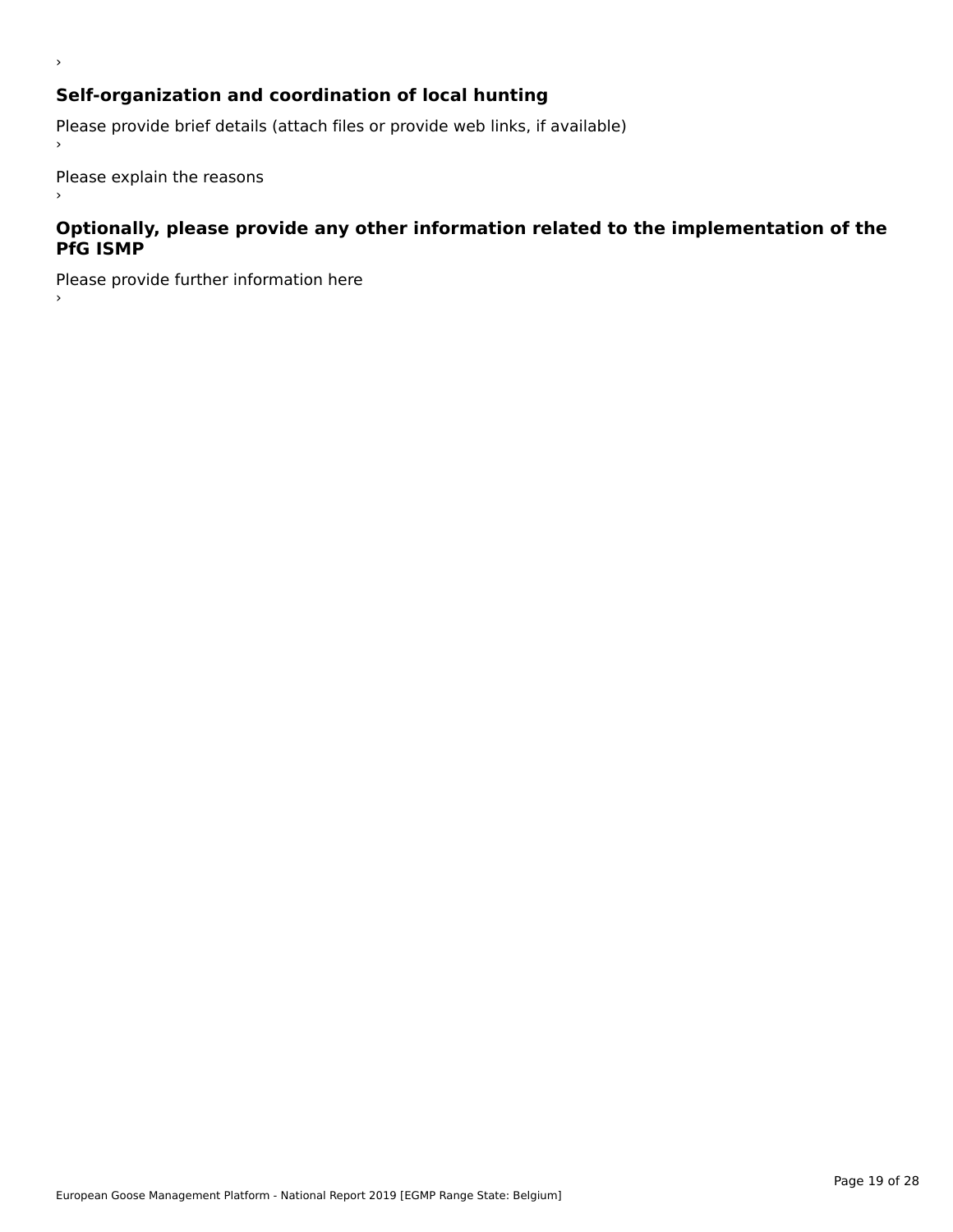›

### Self-organization and coordination of local hunting

Please provide brief details (attach files or provide web links, if available)

›

Please explain the reasons

›

### Optionally, please provide any other information related to the implementation of the PfG ISMP

Please provide further information here

›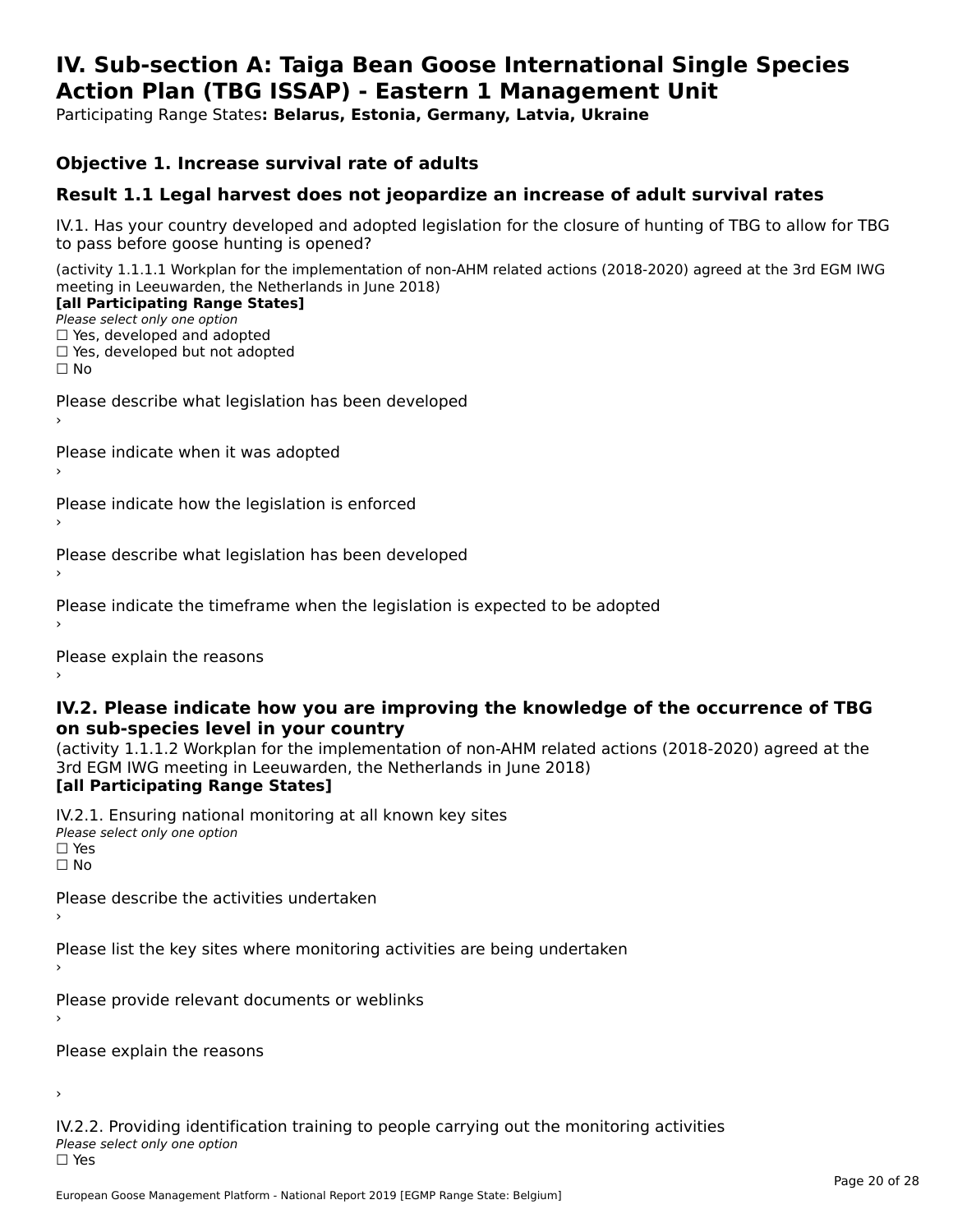# IV. Sub-section A: Taiga Bean Goose International Single Species Action Plan (TBG ISSAP) - Eastern 1 Management Unit

Participating Range States**: Belarus, Estonia, Germany, Latvia, Ukraine**

### Objective 1. Increase survival rate of adults

### Result 1.1 Legal harvest does not jeopardize an increase of adult survival rates

IV.1. Has your country developed and adopted legislation for the closure of hunting of TBG to allow for TBG to pass before goose hunting is opened?

(activity 1.1.1.1 Workplan for the implementation of non-AHM related actions (2018-2020) agreed at the 3rd EGM IWG meeting in Leeuwarden, the Netherlands in June 2018)

**[all Participating Range States]**

*Please select only one option*

☐ Yes, developed and adopted

☐ Yes, developed but not adopted

☐ No

Please describe what legislation has been developed

›

Please indicate when it was adopted

›

Please indicate how the legislation is enforced

›

Please describe what legislation has been developed

›

Please indicate the timeframe when the legislation is expected to be adopted

›

Please explain the reasons

›

### IV.2. Please indicate how you are improving the knowledge of the occurrence of TBG on sub-species level in your country

(activity 1.1.1.2 Workplan for the implementation of non-AHM related actions (2018-2020) agreed at the 3rd EGM IWG meeting in Leeuwarden, the Netherlands in June 2018)

**[all Participating Range States]**

IV.2.1. Ensuring national monitoring at all known key sites

*Please select only one option*

☐ Yes

☐ No

Please describe the activities undertaken

›

Please list the key sites where monitoring activities are being undertaken

›

Please provide relevant documents or weblinks

›

Please explain the reasons

›

IV.2.2. Providing identification training to people carrying out the monitoring activities

*Please select only one option*

☐ Yes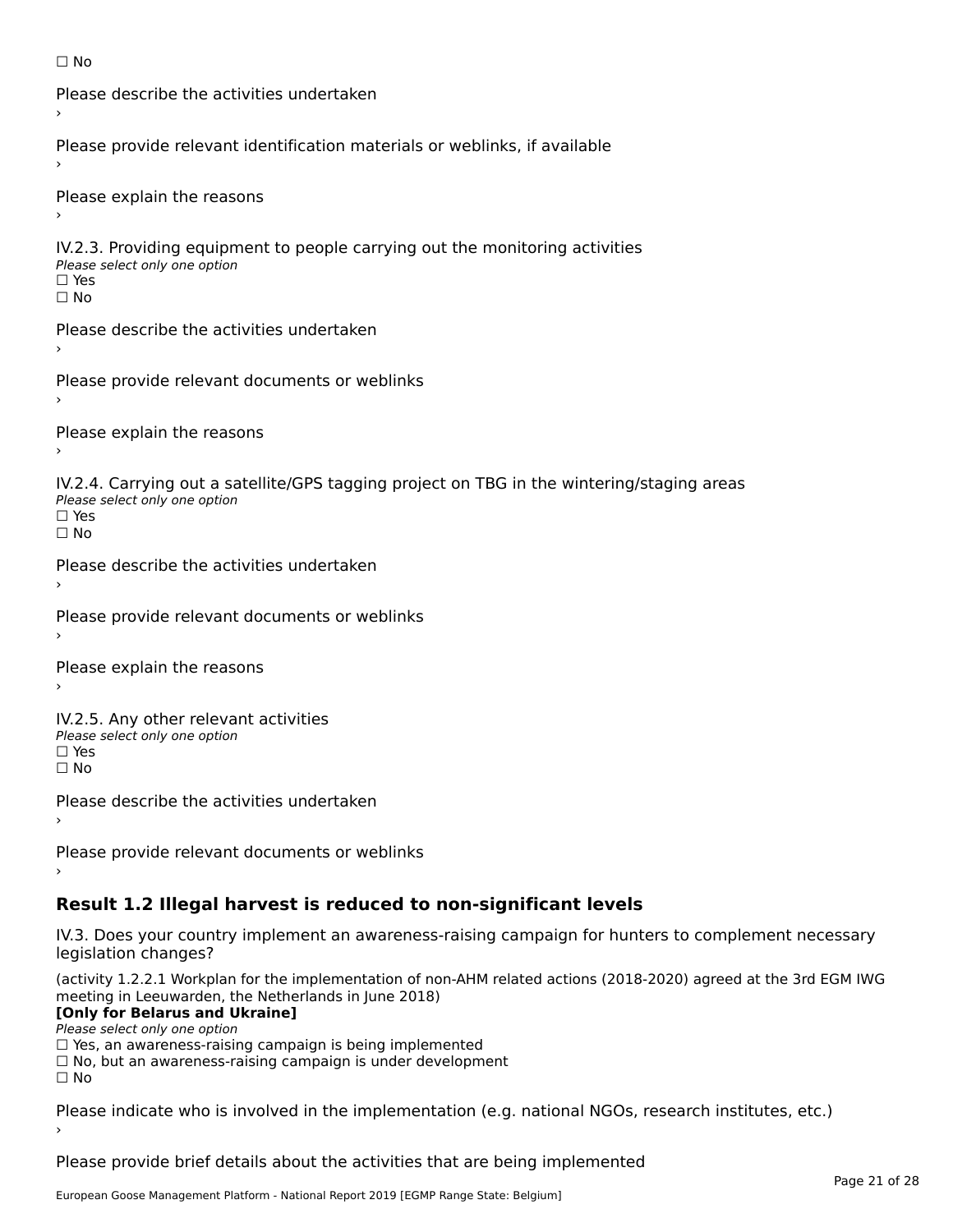☐ No

Please describe the activities undertaken

›

Please provide relevant identification materials or weblinks, if available

›

Please explain the reasons

›

IV.2.3. Providing equipment to people carrying out the monitoring activities

*Please select only one option*

☐ Yes

☐ No

Please describe the activities undertaken

›

Please provide relevant documents or weblinks

›

Please explain the reasons

›

IV.2.4. Carrying out a satellite/GPS tagging project on TBG in the wintering/staging areas

*Please select only one option*

☐ Yes

☐ No

Please describe the activities undertaken

›

Please provide relevant documents or weblinks

›

Please explain the reasons

›

IV.2.5. Any other relevant activities

*Please select only one option*

☐ Yes

☐ No

Please describe the activities undertaken

›

Please provide relevant documents or weblinks

›

## Result 1.2 Illegal harvest is reduced to non-significant levels

IV.3. Does your country implement an awareness-raising campaign for hunters to complement necessary legislation changes?

(activity 1.2.2.1 Workplan for the implementation of non-AHM related actions (2018-2020) agreed at the 3rd EGM IWG meeting in Leeuwarden, the Netherlands in June 2018)

**[Only for Belarus and Ukraine]**

*Please select only one option*

☐ Yes, an awareness-raising campaign is being implemented

☐ No, but an awareness-raising campaign is under development

☐ No

Please indicate who is involved in the implementation (e.g. national NGOs, research institutes, etc.)

›

Please provide brief details about the activities that are being implemented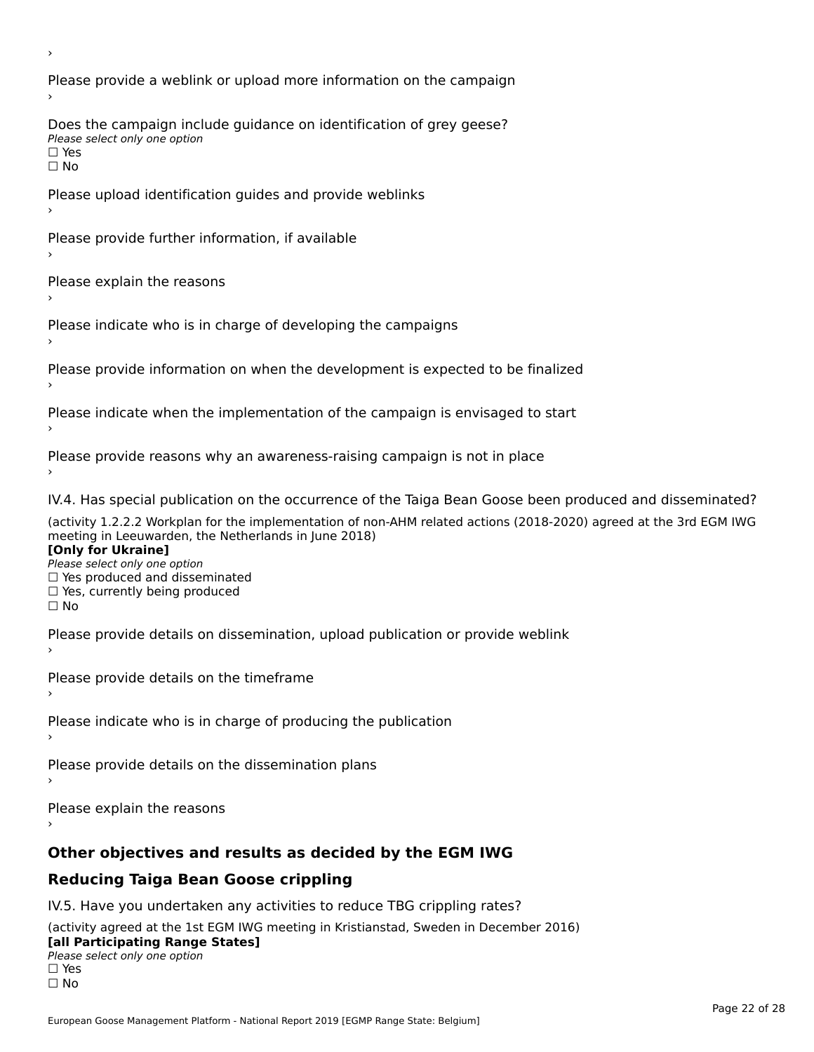›

Please provide a weblink or upload more information on the campaign

›

Does the campaign include guidance on identification of grey geese?

*Please select only one option*

☐ Yes

☐ No

Please upload identification guides and provide weblinks

›

Please provide further information, if available

›

Please explain the reasons

›

Please indicate who is in charge of developing the campaigns

›

Please provide information on when the development is expected to be finalized

›

Please indicate when the implementation of the campaign is envisaged to start

›

Please provide reasons why an awareness-raising campaign is not in place

›

IV.4. Has special publication on the occurrence of the Taiga Bean Goose been produced and disseminated?

(activity 1.2.2.2 Workplan for the implementation of non-AHM related actions (2018-2020) agreed at the 3rd EGM IWG meeting in Leeuwarden, the Netherlands in June 2018)

**[Only for Ukraine]**

*Please select only one option*

☐ Yes produced and disseminated

☐ Yes, currently being produced

☐ No

Please provide details on dissemination, upload publication or provide weblink

›

Please provide details on the timeframe

›

Please indicate who is in charge of producing the publication

›

Please provide details on the dissemination plans

›

Please explain the reasons

›

## Other objectives and results as decided by the EGM IWG

## Reducing Taiga Bean Goose crippling

IV.5. Have you undertaken any activities to reduce TBG crippling rates?

(activity agreed at the 1st EGM IWG meeting in Kristianstad, Sweden in December 2016)

**[all Participating Range States]**

*Please select only one option*

☐ Yes

☐ No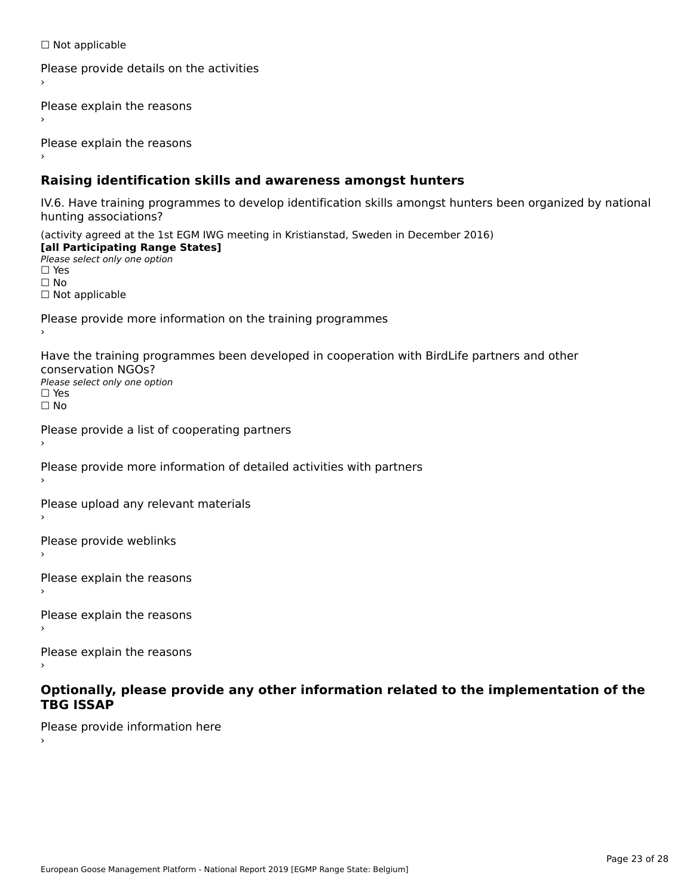☐ Not applicable

Please provide details on the activities
›

Please explain the reasons
›

Please explain the reasons
›

## Raising identification skills and awareness amongst hunters

IV.6. Have training programmes to develop identification skills amongst hunters been organized by national hunting associations?

(activity agreed at the 1st EGM IWG meeting in Kristianstad, Sweden in December 2016)
**[all Participating Range States]**
*Please select only one option*
☐ Yes
☐ No
☐ Not applicable

Please provide more information on the training programmes
›

Have the training programmes been developed in cooperation with BirdLife partners and other conservation NGOs?
*Please select only one option*
☐ Yes
☐ No

Please provide a list of cooperating partners
›

Please provide more information of detailed activities with partners
›

Please upload any relevant materials
›

Please provide weblinks
›

Please explain the reasons
›

Please explain the reasons
›

Please explain the reasons
›

## Optionally, please provide any other information related to the implementation of the TBG ISSAP

Please provide information here
›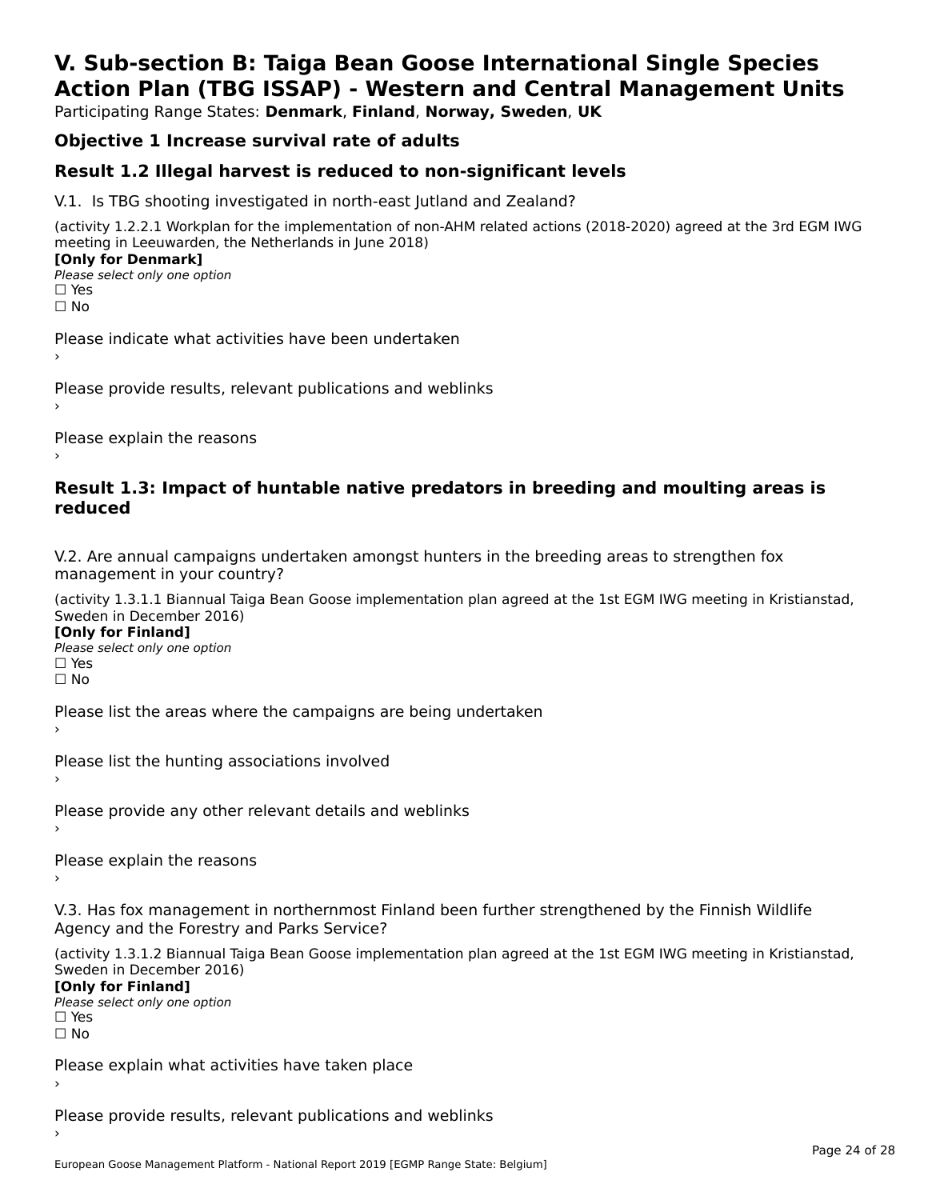# V. Sub-section B: Taiga Bean Goose International Single Species Action Plan (TBG ISSAP) - Western and Central Management Units

Participating Range States: **Denmark**, **Finland**, **Norway, Sweden**, **UK**

## Objective 1 Increase survival rate of adults

## Result 1.2 Illegal harvest is reduced to non-significant levels

V.1. Is TBG shooting investigated in north-east Jutland and Zealand?

(activity 1.2.2.1 Workplan for the implementation of non-AHM related actions (2018-2020) agreed at the 3rd EGM IWG meeting in Leeuwarden, the Netherlands in June 2018)

**[Only for Denmark]**

*Please select only one option*

☐ Yes
☐ No

Please indicate what activities have been undertaken
›

Please provide results, relevant publications and weblinks
›

Please explain the reasons
›

## Result 1.3: Impact of huntable native predators in breeding and moulting areas is reduced

V.2. Are annual campaigns undertaken amongst hunters in the breeding areas to strengthen fox management in your country?

(activity 1.3.1.1 Biannual Taiga Bean Goose implementation plan agreed at the 1st EGM IWG meeting in Kristianstad, Sweden in December 2016)

**[Only for Finland]**

*Please select only one option*

☐ Yes
☐ No

Please list the areas where the campaigns are being undertaken
›

Please list the hunting associations involved
›

Please provide any other relevant details and weblinks
›

Please explain the reasons
›

V.3. Has fox management in northernmost Finland been further strengthened by the Finnish Wildlife Agency and the Forestry and Parks Service?

(activity 1.3.1.2 Biannual Taiga Bean Goose implementation plan agreed at the 1st EGM IWG meeting in Kristianstad, Sweden in December 2016)

**[Only for Finland]**

*Please select only one option*

☐ Yes
☐ No

Please explain what activities have taken place
›

Please provide results, relevant publications and weblinks
›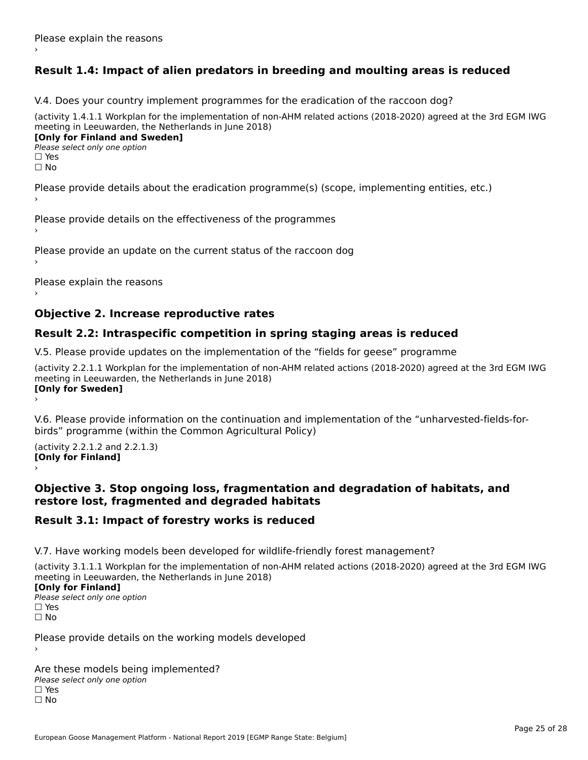Please explain the reasons

›

## Result 1.4: Impact of alien predators in breeding and moulting areas is reduced

V.4. Does your country implement programmes for the eradication of the raccoon dog?

(activity 1.4.1.1 Workplan for the implementation of non-AHM related actions (2018-2020) agreed at the 3rd EGM IWG meeting in Leeuwarden, the Netherlands in June 2018)

**[Only for Finland and Sweden]**

*Please select only one option*

☐ Yes

☐ No

Please provide details about the eradication programme(s) (scope, implementing entities, etc.)

›

Please provide details on the effectiveness of the programmes

›

Please provide an update on the current status of the raccoon dog

›

Please explain the reasons

›

## Objective 2. Increase reproductive rates

## Result 2.2: Intraspecific competition in spring staging areas is reduced

V.5. Please provide updates on the implementation of the "fields for geese" programme

(activity 2.2.1.1 Workplan for the implementation of non-AHM related actions (2018-2020) agreed at the 3rd EGM IWG meeting in Leeuwarden, the Netherlands in June 2018)

**[Only for Sweden]**

›

V.6. Please provide information on the continuation and implementation of the "unharvested-fields-for-birds" programme (within the Common Agricultural Policy)

(activity 2.2.1.2 and 2.2.1.3)

**[Only for Finland]**

›

## Objective 3. Stop ongoing loss, fragmentation and degradation of habitats, and restore lost, fragmented and degraded habitats

## Result 3.1: Impact of forestry works is reduced

V.7. Have working models been developed for wildlife-friendly forest management?

(activity 3.1.1.1 Workplan for the implementation of non-AHM related actions (2018-2020) agreed at the 3rd EGM IWG meeting in Leeuwarden, the Netherlands in June 2018)

**[Only for Finland]**

*Please select only one option*

☐ Yes

☐ No

Please provide details on the working models developed

›

Are these models being implemented?

*Please select only one option*

☐ Yes

☐ No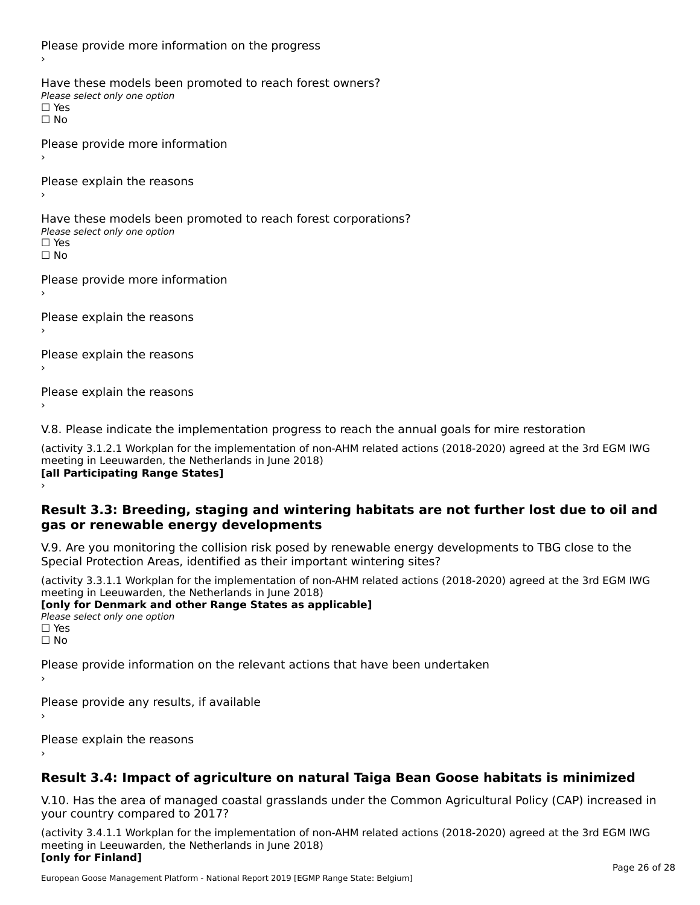Please provide more information on the progress
›

Have these models been promoted to reach forest owners?
*Please select only one option*
☐ Yes
☐ No

Please provide more information
›

Please explain the reasons
›

Have these models been promoted to reach forest corporations?
*Please select only one option*
☐ Yes
☐ No

Please provide more information
›

Please explain the reasons
›

Please explain the reasons
›

Please explain the reasons
›

V.8. Please indicate the implementation progress to reach the annual goals for mire restoration

(activity 3.1.2.1 Workplan for the implementation of non-AHM related actions (2018-2020) agreed at the 3rd EGM IWG meeting in Leeuwarden, the Netherlands in June 2018)
**[all Participating Range States]**
›

## Result 3.3: Breeding, staging and wintering habitats are not further lost due to oil and gas or renewable energy developments

V.9. Are you monitoring the collision risk posed by renewable energy developments to TBG close to the Special Protection Areas, identified as their important wintering sites?

(activity 3.3.1.1 Workplan for the implementation of non-AHM related actions (2018-2020) agreed at the 3rd EGM IWG meeting in Leeuwarden, the Netherlands in June 2018)
**[only for Denmark and other Range States as applicable]**
*Please select only one option*
☐ Yes
☐ No

Please provide information on the relevant actions that have been undertaken
›

Please provide any results, if available
›

Please explain the reasons
›

## Result 3.4: Impact of agriculture on natural Taiga Bean Goose habitats is minimized

V.10. Has the area of managed coastal grasslands under the Common Agricultural Policy (CAP) increased in your country compared to 2017?

(activity 3.4.1.1 Workplan for the implementation of non-AHM related actions (2018-2020) agreed at the 3rd EGM IWG meeting in Leeuwarden, the Netherlands in June 2018)
**[only for Finland]**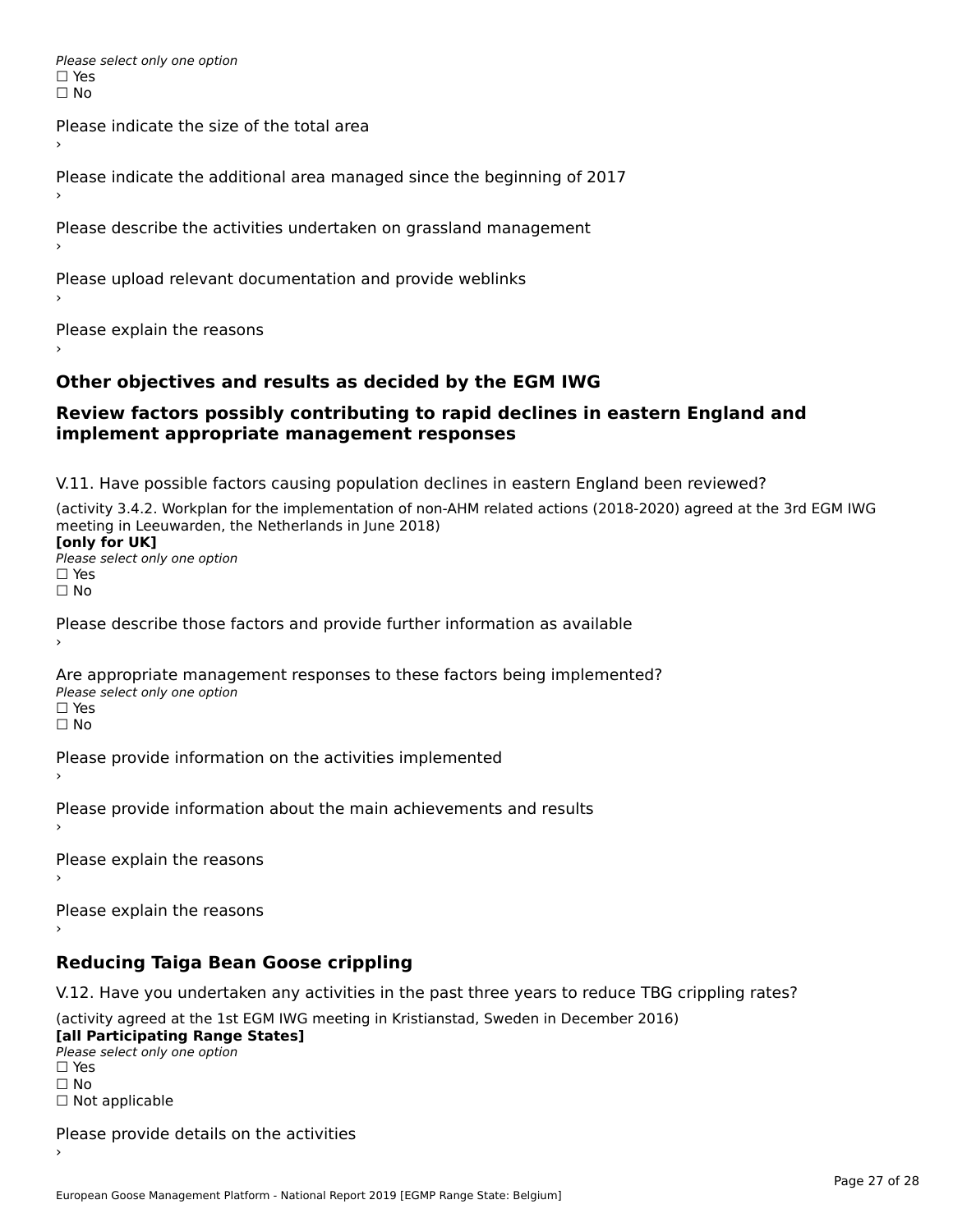*Please select only one option*
☐ Yes
☐ No

Please indicate the size of the total area
›

Please indicate the additional area managed since the beginning of 2017
›

Please describe the activities undertaken on grassland management
›

Please upload relevant documentation and provide weblinks
›

Please explain the reasons
›

## Other objectives and results as decided by the EGM IWG

## Review factors possibly contributing to rapid declines in eastern England and implement appropriate management responses

V.11. Have possible factors causing population declines in eastern England been reviewed?

(activity 3.4.2. Workplan for the implementation of non-AHM related actions (2018-2020) agreed at the 3rd EGM IWG meeting in Leeuwarden, the Netherlands in June 2018)
**[only for UK]**
*Please select only one option*
☐ Yes
☐ No

Please describe those factors and provide further information as available
›

Are appropriate management responses to these factors being implemented?
*Please select only one option*
☐ Yes
☐ No

Please provide information on the activities implemented
›

Please provide information about the main achievements and results
›

Please explain the reasons
›

Please explain the reasons
›

## Reducing Taiga Bean Goose crippling

V.12. Have you undertaken any activities in the past three years to reduce TBG crippling rates?

(activity agreed at the 1st EGM IWG meeting in Kristianstad, Sweden in December 2016)
**[all Participating Range States]**
*Please select only one option*
☐ Yes
☐ No
☐ Not applicable

Please provide details on the activities
›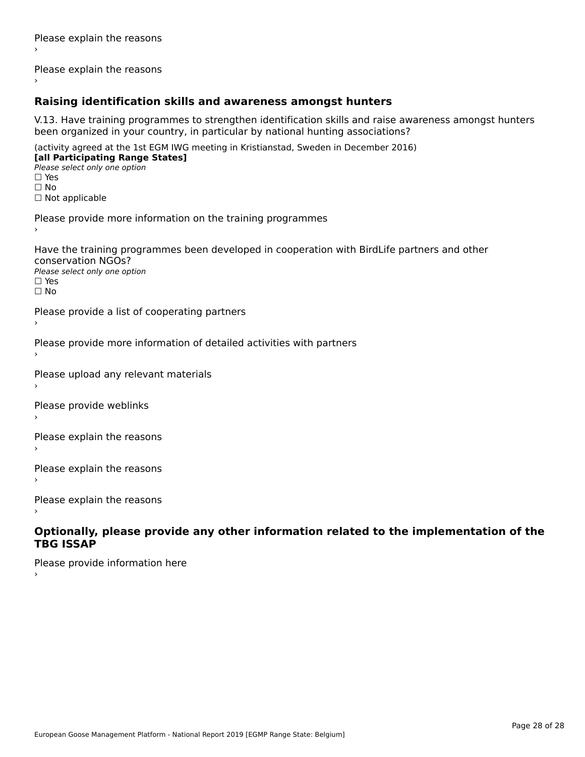Please explain the reasons
›

Please explain the reasons
›

## Raising identification skills and awareness amongst hunters

V.13. Have training programmes to strengthen identification skills and raise awareness amongst hunters been organized in your country, in particular by national hunting associations?

(activity agreed at the 1st EGM IWG meeting in Kristianstad, Sweden in December 2016)
**[all Participating Range States]**
*Please select only one option*
☐ Yes
☐ No
☐ Not applicable

Please provide more information on the training programmes
›

Have the training programmes been developed in cooperation with BirdLife partners and other conservation NGOs?
*Please select only one option*
☐ Yes
☐ No

Please provide a list of cooperating partners
›

Please provide more information of detailed activities with partners
›

Please upload any relevant materials
›

Please provide weblinks
›

Please explain the reasons
›

Please explain the reasons
›

Please explain the reasons
›

## Optionally, please provide any other information related to the implementation of the TBG ISSAP

Please provide information here
›